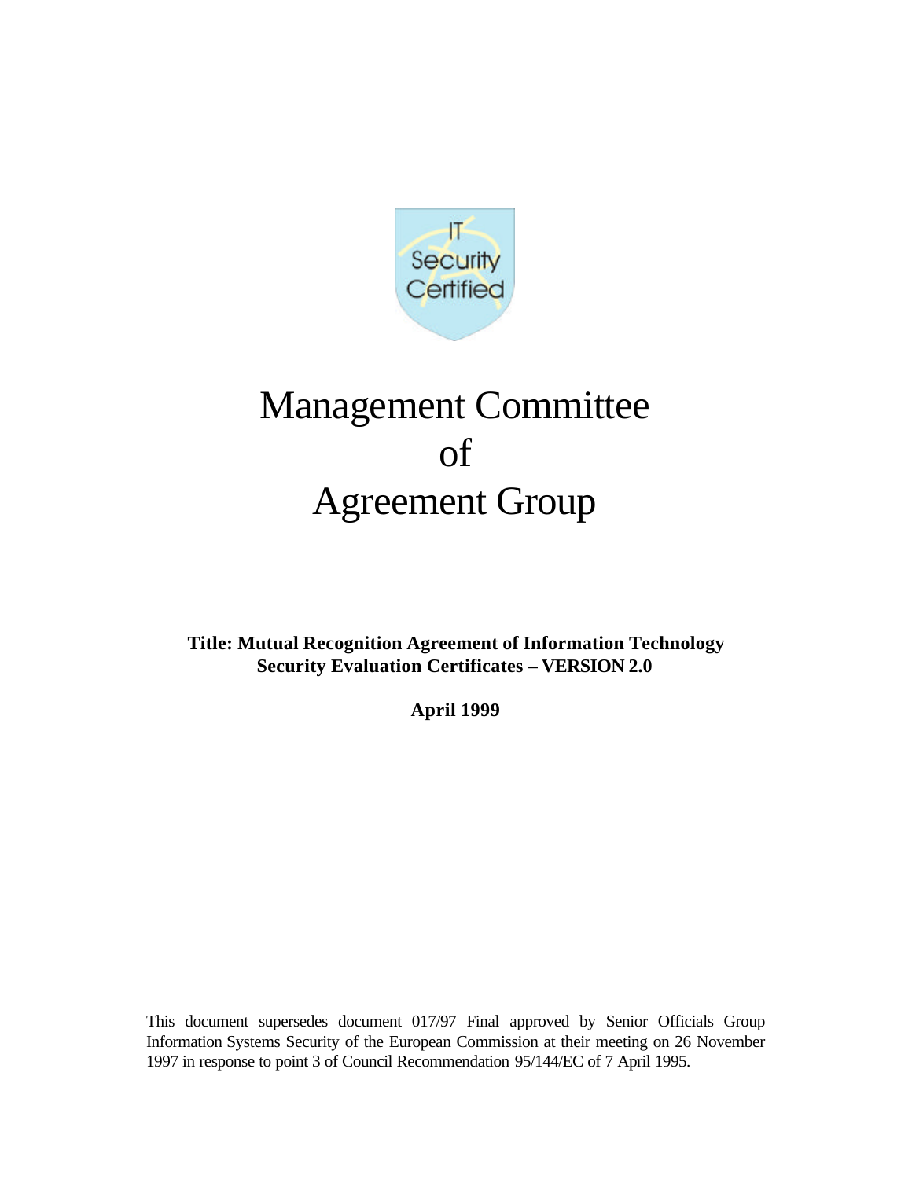IT Security Certified

# Management Committee of Agreement Group

**Title: Mutual Recognition Agreement of Information Technology Security Evaluation Certificates – VERSION 2.0**

**April 1999**

This document supersedes document 017/97 Final approved by Senior Officials Group Information Systems Security of the European Commission at their meeting on 26 November 1997 in response to point 3 of Council Recommendation 95/144/EC of 7 April 1995.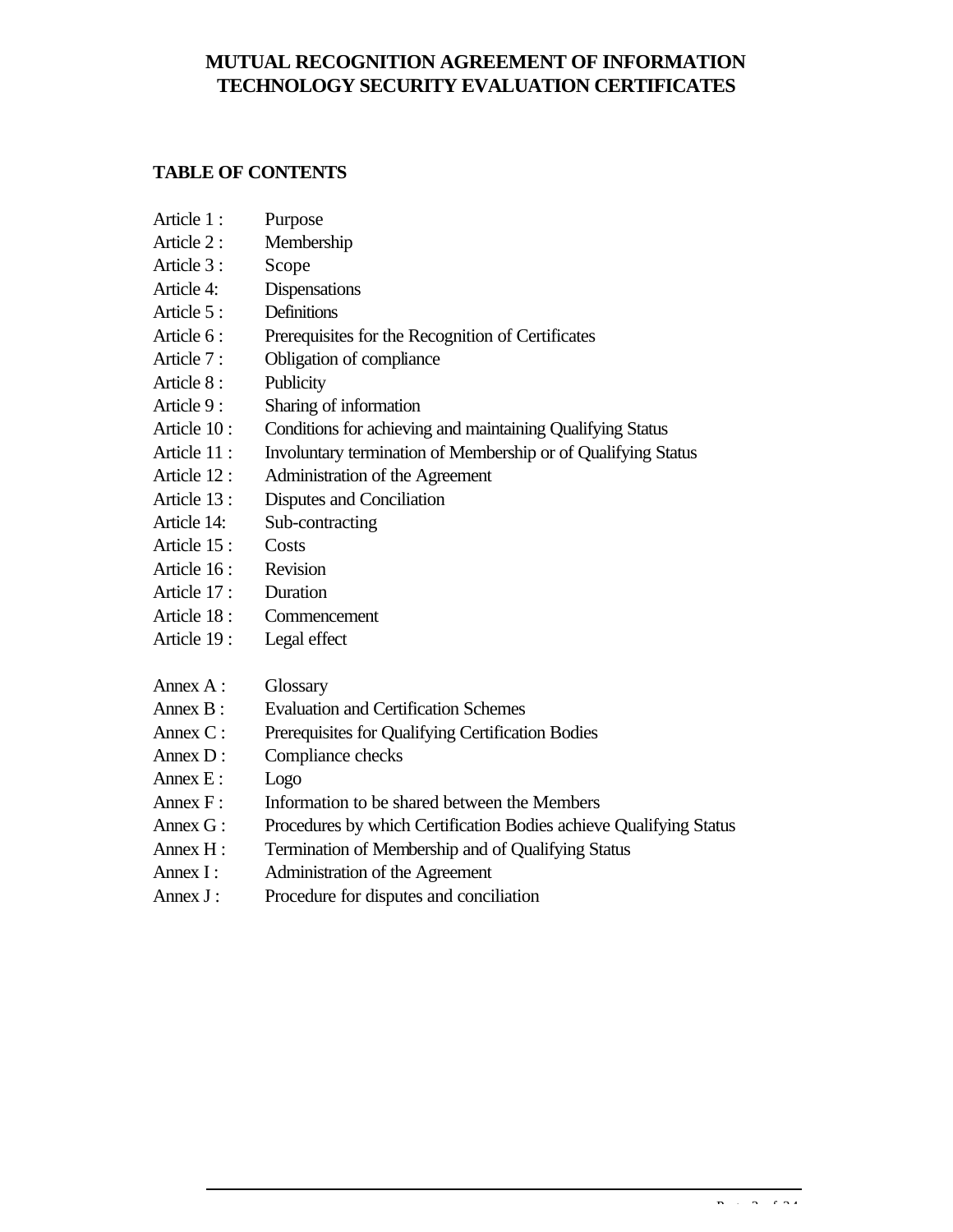# MUTUAL RECOGNITION AGREEMENT OF INFORMATION TECHNOLOGY SECURITY EVALUATION CERTIFICATES

## TABLE OF CONTENTS

| | |
|---|---|
| Article 1 : | Purpose |
| Article 2 : | Membership |
| Article 3 : | Scope |
| Article 4: | Dispensations |
| Article 5 : | Definitions |
| Article 6 : | Prerequisites for the Recognition of Certificates |
| Article 7 : | Obligation of compliance |
| Article 8 : | Publicity |
| Article 9 : | Sharing of information |
| Article 10 : | Conditions for achieving and maintaining Qualifying Status |
| Article 11 : | Involuntary termination of Membership or of Qualifying Status |
| Article 12 : | Administration of the Agreement |
| Article 13 : | Disputes and Conciliation |
| Article 14: | Sub-contracting |
| Article 15 : | Costs |
| Article 16 : | Revision |
| Article 17 : | Duration |
| Article 18 : | Commencement |
| Article 19 : | Legal effect |

| | |
|---|---|
| Annex A : | Glossary |
| Annex B : | Evaluation and Certification Schemes |
| Annex C : | Prerequisites for Qualifying Certification Bodies |
| Annex D : | Compliance checks |
| Annex E : | Logo |
| Annex F : | Information to be shared between the Members |
| Annex G : | Procedures by which Certification Bodies achieve Qualifying Status |
| Annex H : | Termination of Membership and of Qualifying Status |
| Annex I : | Administration of the Agreement |
| Annex J : | Procedure for disputes and conciliation |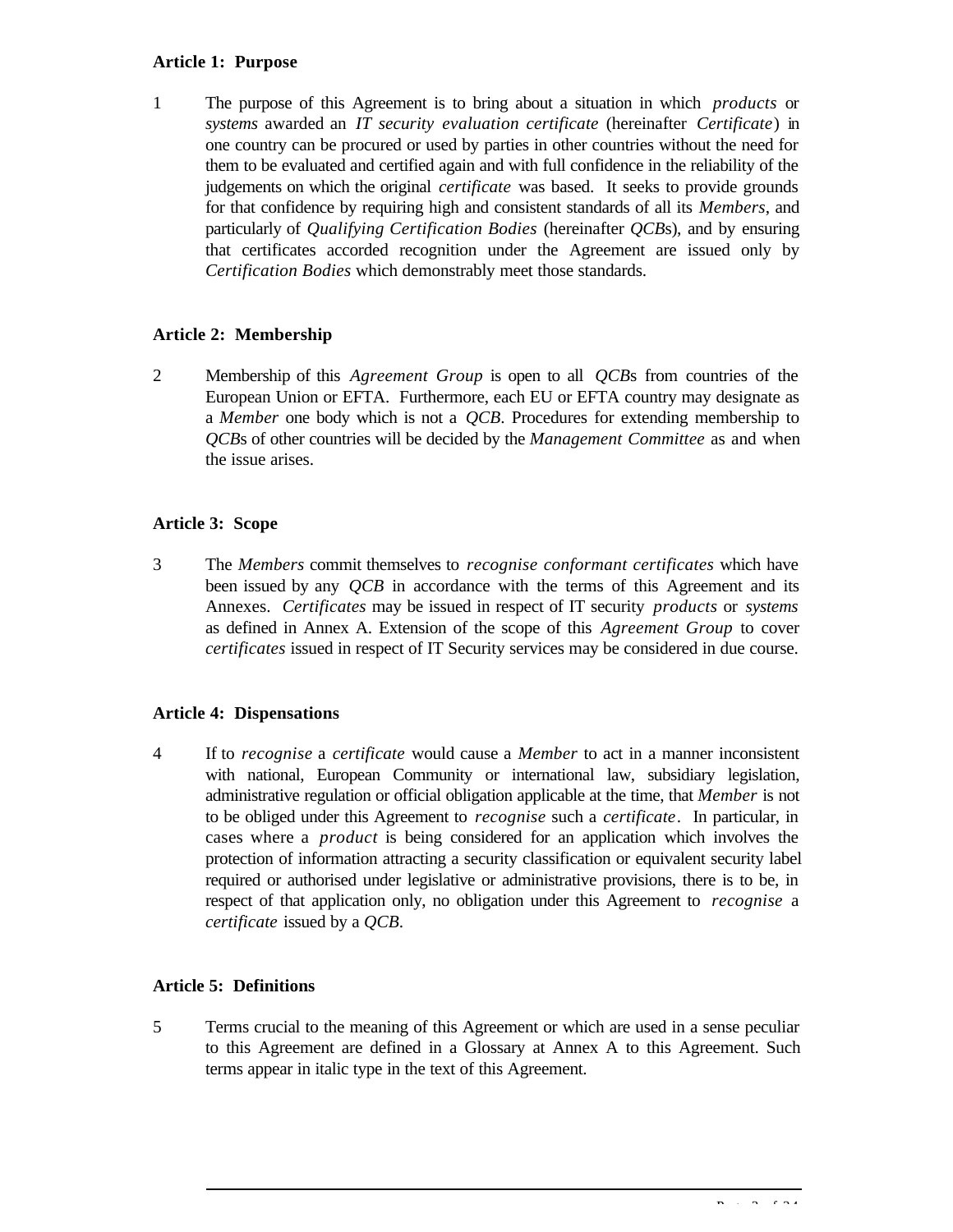**Article 1: Purpose**

1 The purpose of this Agreement is to bring about a situation in which *products* or *systems* awarded an *IT security evaluation certificate* (hereinafter *Certificate*) in one country can be procured or used by parties in other countries without the need for them to be evaluated and certified again and with full confidence in the reliability of the judgements on which the original *certificate* was based. It seeks to provide grounds for that confidence by requiring high and consistent standards of all its *Members*, and particularly of *Qualifying Certification Bodies* (hereinafter *QCB*s), and by ensuring that certificates accorded recognition under the Agreement are issued only by *Certification Bodies* which demonstrably meet those standards.

**Article 2: Membership**

2 Membership of this *Agreement Group* is open to all *QCB*s from countries of the European Union or EFTA. Furthermore, each EU or EFTA country may designate as a *Member* one body which is not a *QCB*. Procedures for extending membership to *QCB*s of other countries will be decided by the *Management Committee* as and when the issue arises.

**Article 3: Scope**

3 The *Members* commit themselves to *recognise conformant certificates* which have been issued by any *QCB* in accordance with the terms of this Agreement and its Annexes. *Certificates* may be issued in respect of IT security *products* or *systems* as defined in Annex A. Extension of the scope of this *Agreement Group* to cover *certificates* issued in respect of IT Security services may be considered in due course.

**Article 4: Dispensations**

4 If to *recognise* a *certificate* would cause a *Member* to act in a manner inconsistent with national, European Community or international law, subsidiary legislation, administrative regulation or official obligation applicable at the time, that *Member* is not to be obliged under this Agreement to *recognise* such a *certificate*. In particular, in cases where a *product* is being considered for an application which involves the protection of information attracting a security classification or equivalent security label required or authorised under legislative or administrative provisions, there is to be, in respect of that application only, no obligation under this Agreement to *recognise* a *certificate* issued by a *QCB*.

**Article 5: Definitions**

5 Terms crucial to the meaning of this Agreement or which are used in a sense peculiar to this Agreement are defined in a Glossary at Annex A to this Agreement. Such terms appear in italic type in the text of this Agreement.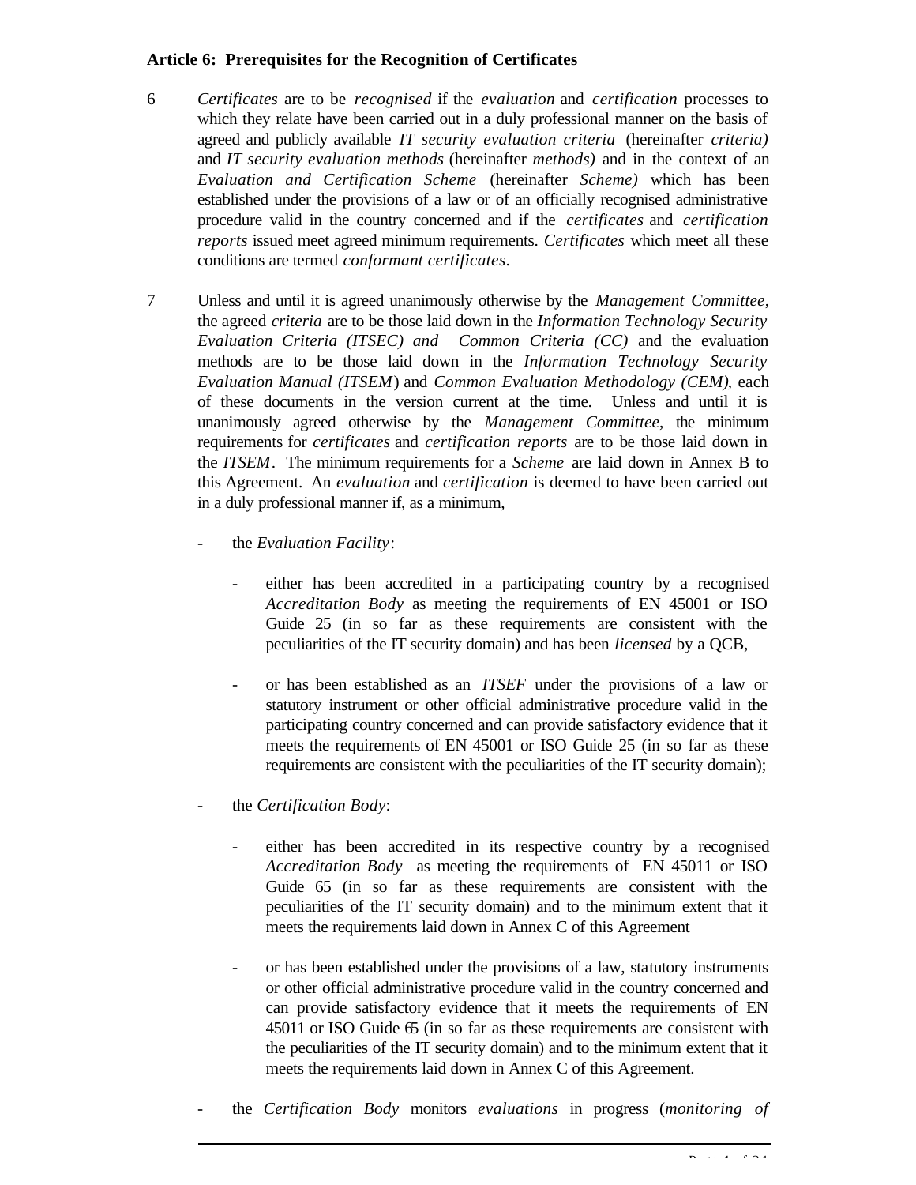**Article 6: Prerequisites for the Recognition of Certificates**

6 *Certificates* are to be *recognised* if the *evaluation* and *certification* processes to which they relate have been carried out in a duly professional manner on the basis of agreed and publicly available *IT security evaluation criteria* (hereinafter *criteria)* and *IT security evaluation methods* (hereinafter *methods)* and in the context of an *Evaluation and Certification Scheme* (hereinafter *Scheme)* which has been established under the provisions of a law or of an officially recognised administrative procedure valid in the country concerned and if the *certificates* and *certification reports* issued meet agreed minimum requirements. *Certificates* which meet all these conditions are termed *conformant certificates*.

7 Unless and until it is agreed unanimously otherwise by the *Management Committee*, the agreed *criteria* are to be those laid down in the *Information Technology Security Evaluation Criteria (ITSEC) and Common Criteria (CC)* and the evaluation methods are to be those laid down in the *Information Technology Security Evaluation Manual (ITSEM*) and *Common Evaluation Methodology (CEM),* each of these documents in the version current at the time. Unless and until it is unanimously agreed otherwise by the *Management Committee*, the minimum requirements for *certificates* and *certification reports* are to be those laid down in the *ITSEM*. The minimum requirements for a *Scheme* are laid down in Annex B to this Agreement. An *evaluation* and *certification* is deemed to have been carried out in a duly professional manner if, as a minimum,

- the *Evaluation Facility*:
  - either has been accredited in a participating country by a recognised *Accreditation Body* as meeting the requirements of EN 45001 or ISO Guide 25 (in so far as these requirements are consistent with the peculiarities of the IT security domain) and has been *licensed* by a QCB,
  - or has been established as an *ITSEF* under the provisions of a law or statutory instrument or other official administrative procedure valid in the participating country concerned and can provide satisfactory evidence that it meets the requirements of EN 45001 or ISO Guide 25 (in so far as these requirements are consistent with the peculiarities of the IT security domain);
- the *Certification Body*:
  - either has been accredited in its respective country by a recognised *Accreditation Body* as meeting the requirements of EN 45011 or ISO Guide 65 (in so far as these requirements are consistent with the peculiarities of the IT security domain) and to the minimum extent that it meets the requirements laid down in Annex C of this Agreement
  - or has been established under the provisions of a law, statutory instruments or other official administrative procedure valid in the country concerned and can provide satisfactory evidence that it meets the requirements of EN 45011 or ISO Guide 65 (in so far as these requirements are consistent with the peculiarities of the IT security domain) and to the minimum extent that it meets the requirements laid down in Annex C of this Agreement.
- the *Certification Body* monitors *evaluations* in progress (*monitoring of*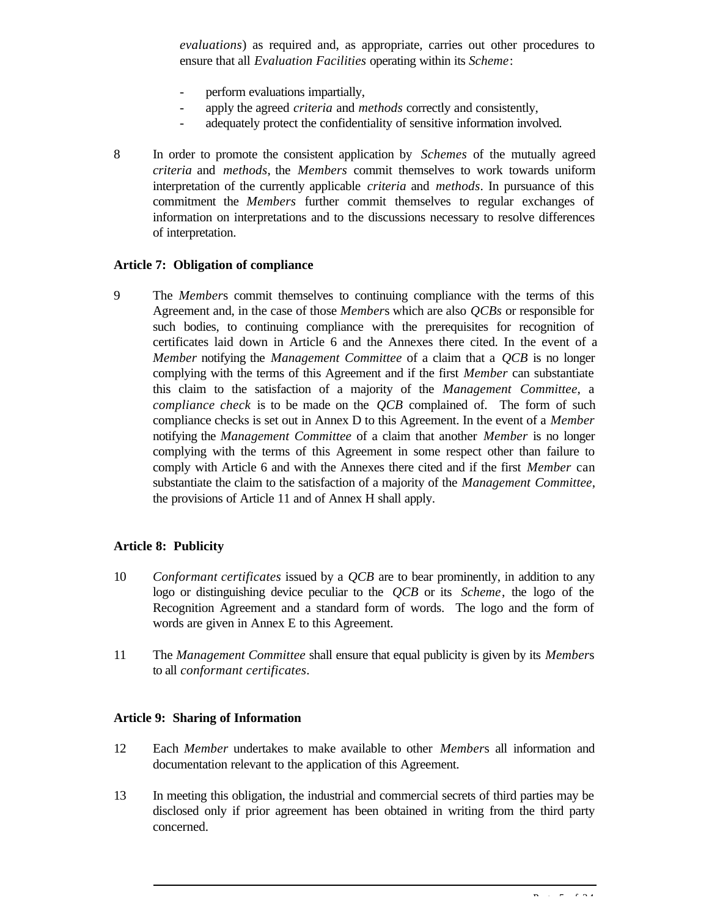*evaluations*) as required and, as appropriate, carries out other procedures to ensure that all *Evaluation Facilities* operating within its *Scheme*:

- perform evaluations impartially,
- apply the agreed *criteria* and *methods* correctly and consistently,
- adequately protect the confidentiality of sensitive information involved.

8 In order to promote the consistent application by *Schemes* of the mutually agreed *criteria* and *methods*, the *Members* commit themselves to work towards uniform interpretation of the currently applicable *criteria* and *methods*. In pursuance of this commitment the *Members* further commit themselves to regular exchanges of information on interpretations and to the discussions necessary to resolve differences of interpretation.

**Article 7: Obligation of compliance**

9 The *Member*s commit themselves to continuing compliance with the terms of this Agreement and, in the case of those *Member*s which are also *QCBs* or responsible for such bodies, to continuing compliance with the prerequisites for recognition of certificates laid down in Article 6 and the Annexes there cited. In the event of a *Member* notifying the *Management Committee* of a claim that a *QCB* is no longer complying with the terms of this Agreement and if the first *Member* can substantiate this claim to the satisfaction of a majority of the *Management Committee*, a *compliance check* is to be made on the *QCB* complained of. The form of such compliance checks is set out in Annex D to this Agreement. In the event of a *Member* notifying the *Management Committee* of a claim that another *Member* is no longer complying with the terms of this Agreement in some respect other than failure to comply with Article 6 and with the Annexes there cited and if the first *Member* can substantiate the claim to the satisfaction of a majority of the *Management Committee*, the provisions of Article 11 and of Annex H shall apply.

**Article 8: Publicity**

10 *Conformant certificates* issued by a *QCB* are to bear prominently, in addition to any logo or distinguishing device peculiar to the *QCB* or its *Scheme*, the logo of the Recognition Agreement and a standard form of words. The logo and the form of words are given in Annex E to this Agreement.

11 The *Management Committee* shall ensure that equal publicity is given by its *Member*s to all *conformant certificates*.

**Article 9: Sharing of Information**

12 Each *Member* undertakes to make available to other *Member*s all information and documentation relevant to the application of this Agreement.

13 In meeting this obligation, the industrial and commercial secrets of third parties may be disclosed only if prior agreement has been obtained in writing from the third party concerned.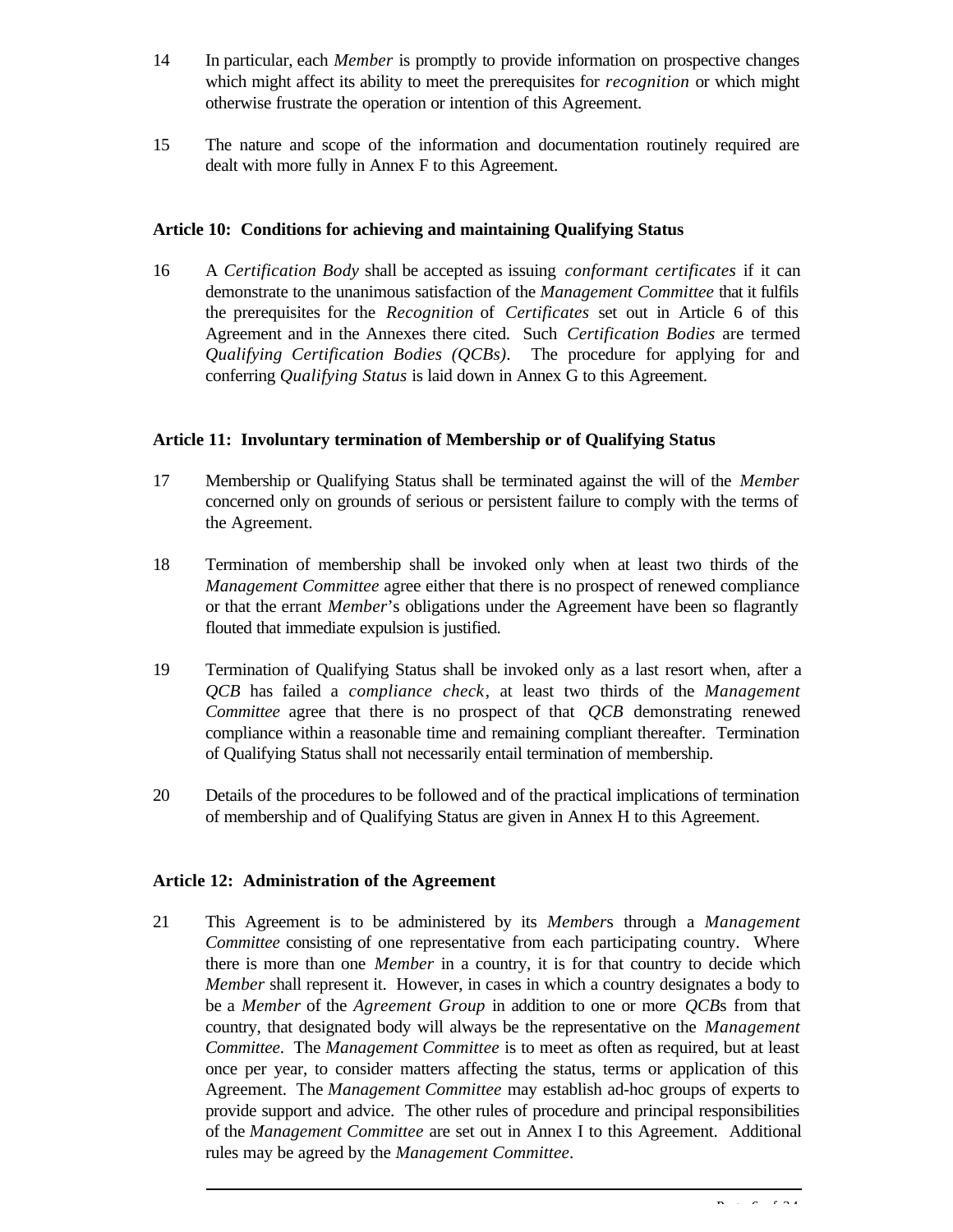14 In particular, each *Member* is promptly to provide information on prospective changes which might affect its ability to meet the prerequisites for *recognition* or which might otherwise frustrate the operation or intention of this Agreement.

15 The nature and scope of the information and documentation routinely required are dealt with more fully in Annex F to this Agreement.

**Article 10: Conditions for achieving and maintaining Qualifying Status**

16 A *Certification Body* shall be accepted as issuing *conformant certificates* if it can demonstrate to the unanimous satisfaction of the *Management Committee* that it fulfils the prerequisites for the *Recognition* of *Certificates* set out in Article 6 of this Agreement and in the Annexes there cited. Such *Certification Bodies* are termed *Qualifying Certification Bodies (QCBs)*. The procedure for applying for and conferring *Qualifying Status* is laid down in Annex G to this Agreement.

**Article 11: Involuntary termination of Membership or of Qualifying Status**

17 Membership or Qualifying Status shall be terminated against the will of the *Member* concerned only on grounds of serious or persistent failure to comply with the terms of the Agreement.

18 Termination of membership shall be invoked only when at least two thirds of the *Management Committee* agree either that there is no prospect of renewed compliance or that the errant *Member*'s obligations under the Agreement have been so flagrantly flouted that immediate expulsion is justified.

19 Termination of Qualifying Status shall be invoked only as a last resort when, after a *QCB* has failed a *compliance check*, at least two thirds of the *Management Committee* agree that there is no prospect of that *QCB* demonstrating renewed compliance within a reasonable time and remaining compliant thereafter. Termination of Qualifying Status shall not necessarily entail termination of membership.

20 Details of the procedures to be followed and of the practical implications of termination of membership and of Qualifying Status are given in Annex H to this Agreement.

**Article 12: Administration of the Agreement**

21 This Agreement is to be administered by its *Member*s through a *Management Committee* consisting of one representative from each participating country. Where there is more than one *Member* in a country, it is for that country to decide which *Member* shall represent it. However, in cases in which a country designates a body to be a *Member* of the *Agreement Group* in addition to one or more *QCB*s from that country, that designated body will always be the representative on the *Management Committee*. The *Management Committee* is to meet as often as required, but at least once per year, to consider matters affecting the status, terms or application of this Agreement. The *Management Committee* may establish ad-hoc groups of experts to provide support and advice. The other rules of procedure and principal responsibilities of the *Management Committee* are set out in Annex I to this Agreement. Additional rules may be agreed by the *Management Committee*.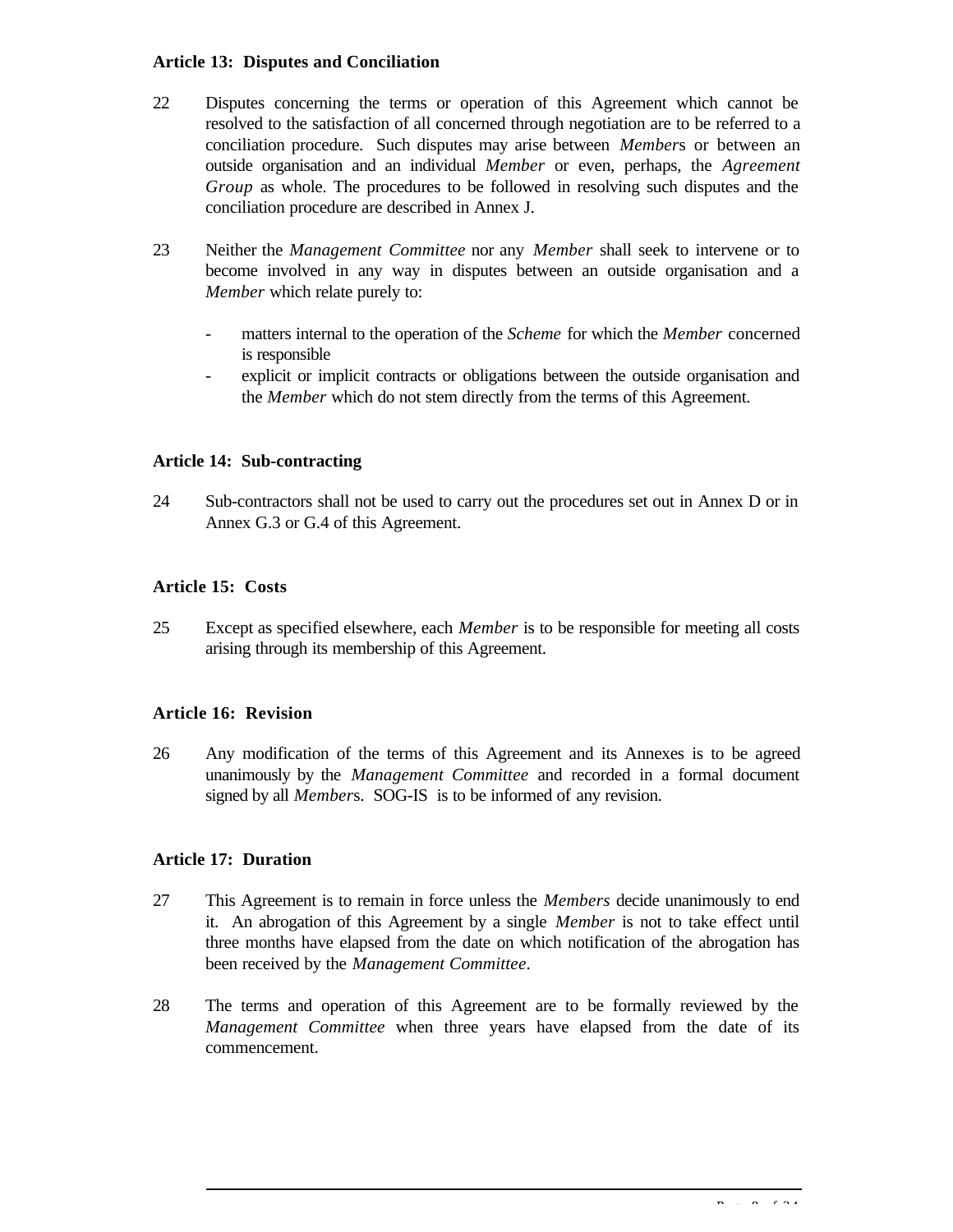**Article 13: Disputes and Conciliation**

22 Disputes concerning the terms or operation of this Agreement which cannot be resolved to the satisfaction of all concerned through negotiation are to be referred to a conciliation procedure. Such disputes may arise between *Member*s or between an outside organisation and an individual *Member* or even, perhaps, the *Agreement Group* as whole. The procedures to be followed in resolving such disputes and the conciliation procedure are described in Annex J.

23 Neither the *Management Committee* nor any *Member* shall seek to intervene or to become involved in any way in disputes between an outside organisation and a *Member* which relate purely to:

- matters internal to the operation of the *Scheme* for which the *Member* concerned is responsible
- explicit or implicit contracts or obligations between the outside organisation and the *Member* which do not stem directly from the terms of this Agreement.

**Article 14: Sub-contracting**

24 Sub-contractors shall not be used to carry out the procedures set out in Annex D or in Annex G.3 or G.4 of this Agreement.

**Article 15: Costs**

25 Except as specified elsewhere, each *Member* is to be responsible for meeting all costs arising through its membership of this Agreement.

**Article 16: Revision**

26 Any modification of the terms of this Agreement and its Annexes is to be agreed unanimously by the *Management Committee* and recorded in a formal document signed by all *Member*s. SOG-IS is to be informed of any revision.

**Article 17: Duration**

27 This Agreement is to remain in force unless the *Members* decide unanimously to end it. An abrogation of this Agreement by a single *Member* is not to take effect until three months have elapsed from the date on which notification of the abrogation has been received by the *Management Committee*.

28 The terms and operation of this Agreement are to be formally reviewed by the *Management Committee* when three years have elapsed from the date of its commencement.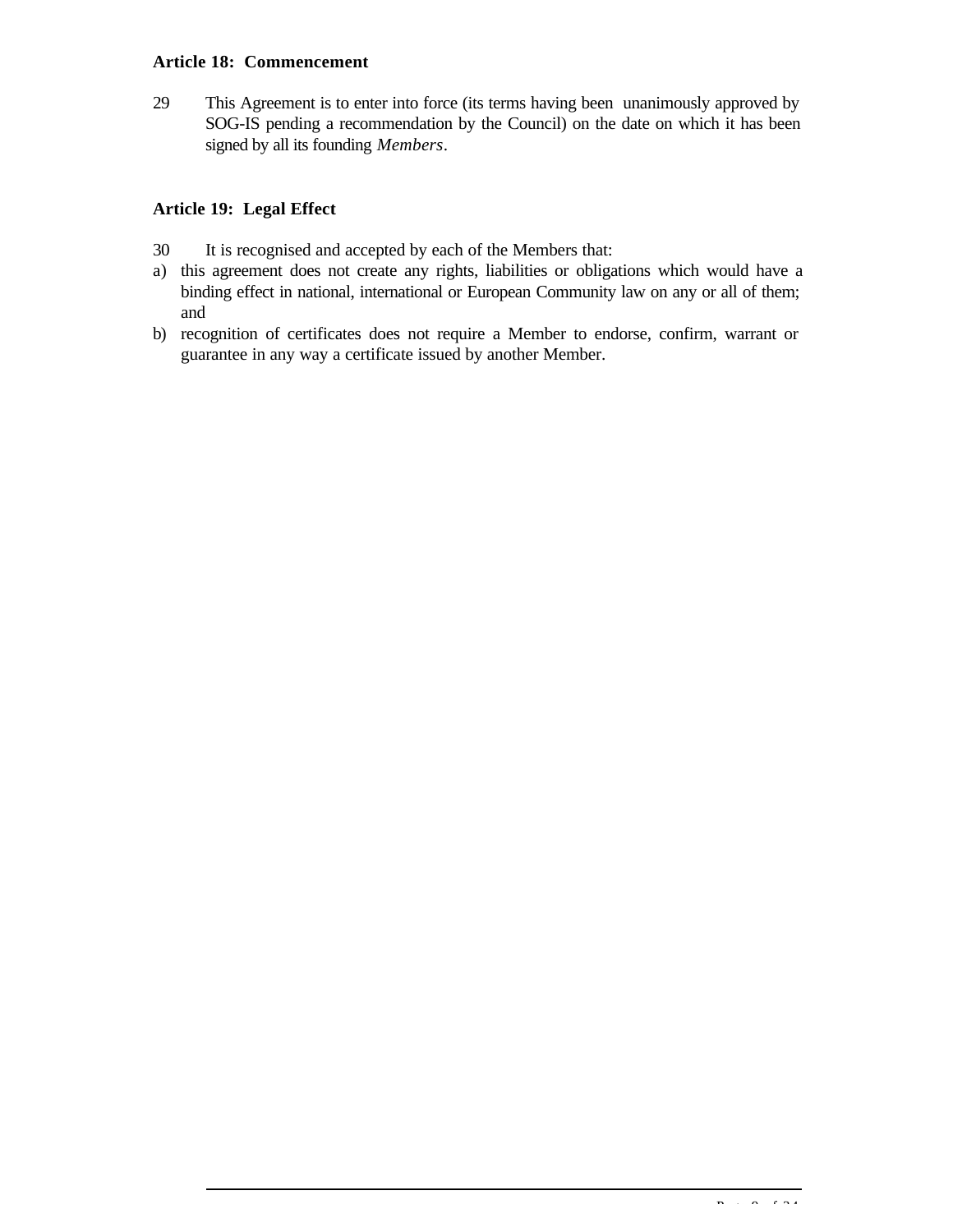### Article 18: Commencement

29 This Agreement is to enter into force (its terms having been unanimously approved by SOG-IS pending a recommendation by the Council) on the date on which it has been signed by all its founding *Members*.

### Article 19: Legal Effect

30 It is recognised and accepted by each of the Members that:

a) this agreement does not create any rights, liabilities or obligations which would have a binding effect in national, international or European Community law on any or all of them; and

b) recognition of certificates does not require a Member to endorse, confirm, warrant or guarantee in any way a certificate issued by another Member.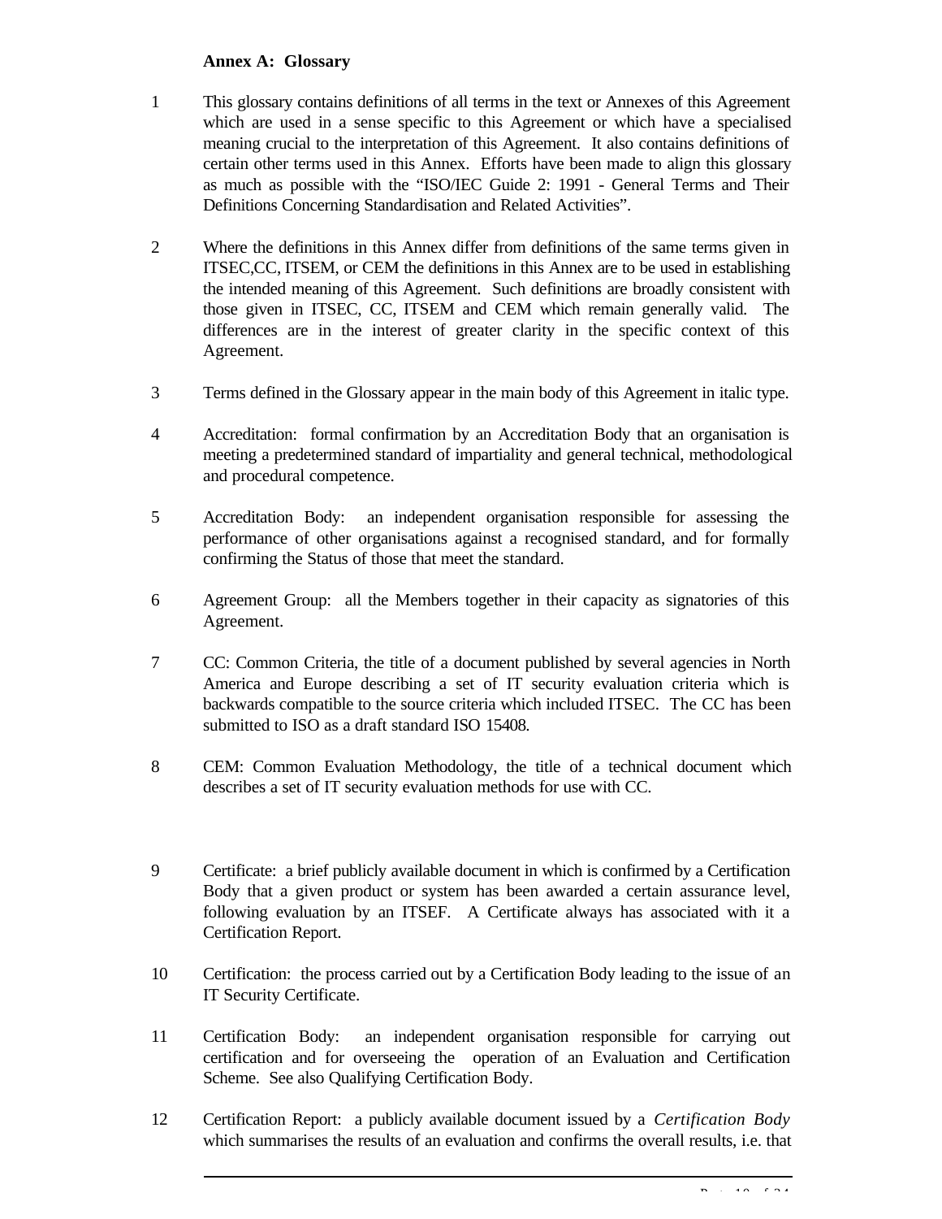**Annex A: Glossary**

1 This glossary contains definitions of all terms in the text or Annexes of this Agreement which are used in a sense specific to this Agreement or which have a specialised meaning crucial to the interpretation of this Agreement. It also contains definitions of certain other terms used in this Annex. Efforts have been made to align this glossary as much as possible with the “ISO/IEC Guide 2: 1991 - General Terms and Their Definitions Concerning Standardisation and Related Activities”.

2 Where the definitions in this Annex differ from definitions of the same terms given in ITSEC,CC, ITSEM, or CEM the definitions in this Annex are to be used in establishing the intended meaning of this Agreement. Such definitions are broadly consistent with those given in ITSEC, CC, ITSEM and CEM which remain generally valid. The differences are in the interest of greater clarity in the specific context of this Agreement.

3 Terms defined in the Glossary appear in the main body of this Agreement in italic type.

4 Accreditation: formal confirmation by an Accreditation Body that an organisation is meeting a predetermined standard of impartiality and general technical, methodological and procedural competence.

5 Accreditation Body: an independent organisation responsible for assessing the performance of other organisations against a recognised standard, and for formally confirming the Status of those that meet the standard.

6 Agreement Group: all the Members together in their capacity as signatories of this Agreement.

7 CC: Common Criteria, the title of a document published by several agencies in North America and Europe describing a set of IT security evaluation criteria which is backwards compatible to the source criteria which included ITSEC. The CC has been submitted to ISO as a draft standard ISO 15408.

8 CEM: Common Evaluation Methodology, the title of a technical document which describes a set of IT security evaluation methods for use with CC.

9 Certificate: a brief publicly available document in which is confirmed by a Certification Body that a given product or system has been awarded a certain assurance level, following evaluation by an ITSEF. A Certificate always has associated with it a Certification Report.

10 Certification: the process carried out by a Certification Body leading to the issue of an IT Security Certificate.

11 Certification Body: an independent organisation responsible for carrying out certification and for overseeing the operation of an Evaluation and Certification Scheme. See also Qualifying Certification Body.

12 Certification Report: a publicly available document issued by a *Certification Body* which summarises the results of an evaluation and confirms the overall results, i.e. that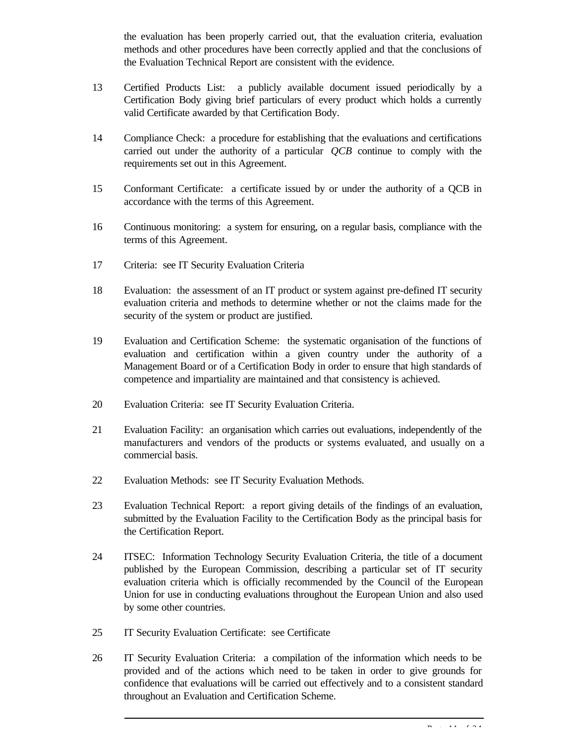the evaluation has been properly carried out, that the evaluation criteria, evaluation methods and other procedures have been correctly applied and that the conclusions of the Evaluation Technical Report are consistent with the evidence.

13 Certified Products List: a publicly available document issued periodically by a Certification Body giving brief particulars of every product which holds a currently valid Certificate awarded by that Certification Body.

14 Compliance Check: a procedure for establishing that the evaluations and certifications carried out under the authority of a particular *QCB* continue to comply with the requirements set out in this Agreement.

15 Conformant Certificate: a certificate issued by or under the authority of a QCB in accordance with the terms of this Agreement.

16 Continuous monitoring: a system for ensuring, on a regular basis, compliance with the terms of this Agreement.

17 Criteria: see IT Security Evaluation Criteria

18 Evaluation: the assessment of an IT product or system against pre-defined IT security evaluation criteria and methods to determine whether or not the claims made for the security of the system or product are justified.

19 Evaluation and Certification Scheme: the systematic organisation of the functions of evaluation and certification within a given country under the authority of a Management Board or of a Certification Body in order to ensure that high standards of competence and impartiality are maintained and that consistency is achieved.

20 Evaluation Criteria: see IT Security Evaluation Criteria.

21 Evaluation Facility: an organisation which carries out evaluations, independently of the manufacturers and vendors of the products or systems evaluated, and usually on a commercial basis.

22 Evaluation Methods: see IT Security Evaluation Methods.

23 Evaluation Technical Report: a report giving details of the findings of an evaluation, submitted by the Evaluation Facility to the Certification Body as the principal basis for the Certification Report.

24 ITSEC: Information Technology Security Evaluation Criteria, the title of a document published by the European Commission, describing a particular set of IT security evaluation criteria which is officially recommended by the Council of the European Union for use in conducting evaluations throughout the European Union and also used by some other countries.

25 IT Security Evaluation Certificate: see Certificate

26 IT Security Evaluation Criteria: a compilation of the information which needs to be provided and of the actions which need to be taken in order to give grounds for confidence that evaluations will be carried out effectively and to a consistent standard throughout an Evaluation and Certification Scheme.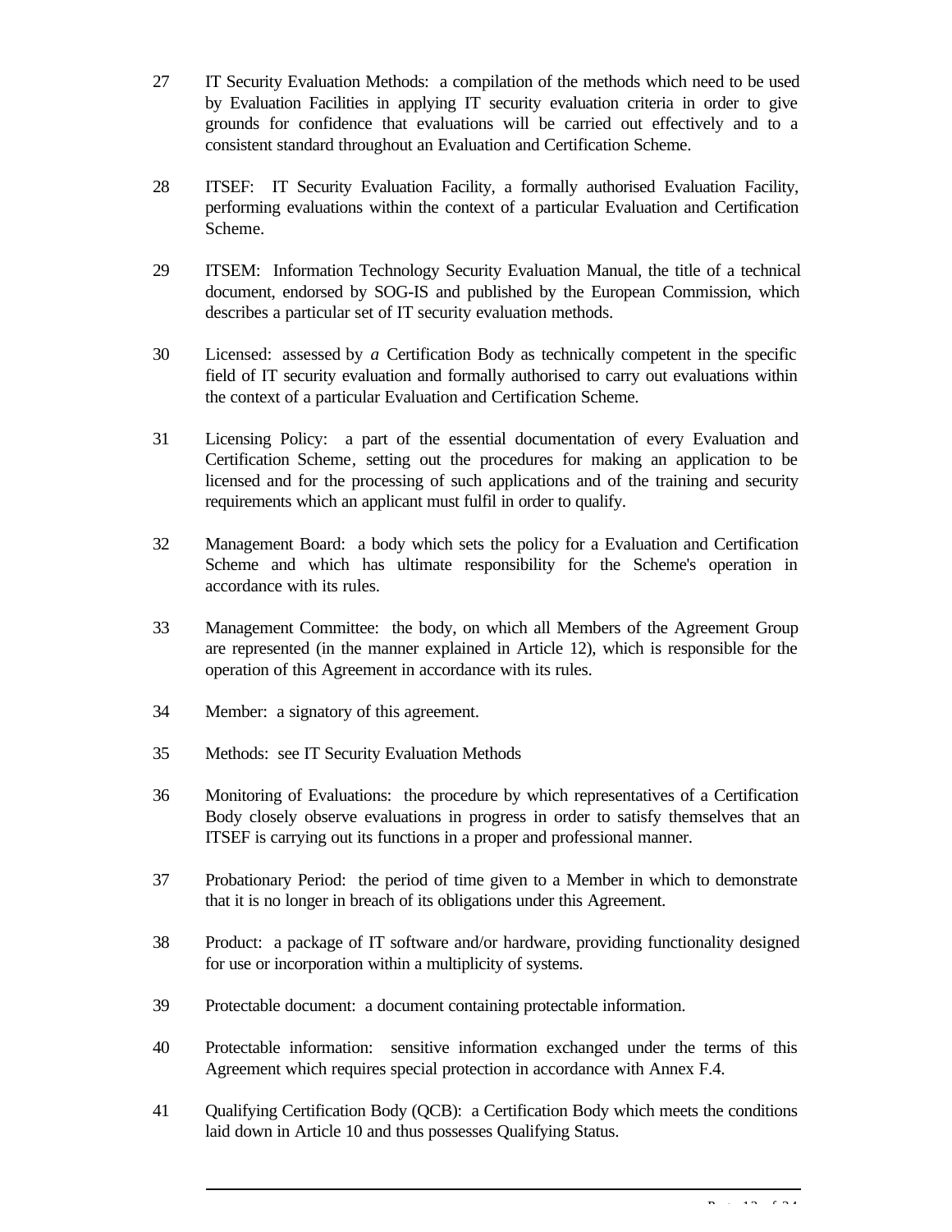27 IT Security Evaluation Methods: a compilation of the methods which need to be used by Evaluation Facilities in applying IT security evaluation criteria in order to give grounds for confidence that evaluations will be carried out effectively and to a consistent standard throughout an Evaluation and Certification Scheme.

28 ITSEF: IT Security Evaluation Facility, a formally authorised Evaluation Facility, performing evaluations within the context of a particular Evaluation and Certification Scheme.

29 ITSEM: Information Technology Security Evaluation Manual, the title of a technical document, endorsed by SOG-IS and published by the European Commission, which describes a particular set of IT security evaluation methods.

30 Licensed: assessed by *a* Certification Body as technically competent in the specific field of IT security evaluation and formally authorised to carry out evaluations within the context of a particular Evaluation and Certification Scheme.

31 Licensing Policy: a part of the essential documentation of every Evaluation and Certification Scheme, setting out the procedures for making an application to be licensed and for the processing of such applications and of the training and security requirements which an applicant must fulfil in order to qualify.

32 Management Board: a body which sets the policy for a Evaluation and Certification Scheme and which has ultimate responsibility for the Scheme's operation in accordance with its rules.

33 Management Committee: the body, on which all Members of the Agreement Group are represented (in the manner explained in Article 12), which is responsible for the operation of this Agreement in accordance with its rules.

34 Member: a signatory of this agreement.

35 Methods: see IT Security Evaluation Methods

36 Monitoring of Evaluations: the procedure by which representatives of a Certification Body closely observe evaluations in progress in order to satisfy themselves that an ITSEF is carrying out its functions in a proper and professional manner.

37 Probationary Period: the period of time given to a Member in which to demonstrate that it is no longer in breach of its obligations under this Agreement.

38 Product: a package of IT software and/or hardware, providing functionality designed for use or incorporation within a multiplicity of systems.

39 Protectable document: a document containing protectable information.

40 Protectable information: sensitive information exchanged under the terms of this Agreement which requires special protection in accordance with Annex F.4.

41 Qualifying Certification Body (QCB): a Certification Body which meets the conditions laid down in Article 10 and thus possesses Qualifying Status.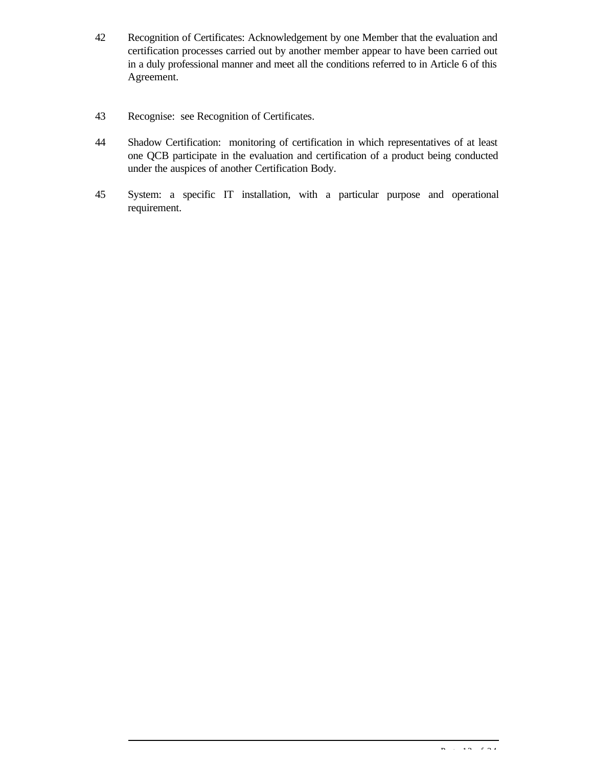42 Recognition of Certificates: Acknowledgement by one Member that the evaluation and certification processes carried out by another member appear to have been carried out in a duly professional manner and meet all the conditions referred to in Article 6 of this Agreement.

43 Recognise: see Recognition of Certificates.

44 Shadow Certification: monitoring of certification in which representatives of at least one QCB participate in the evaluation and certification of a product being conducted under the auspices of another Certification Body.

45 System: a specific IT installation, with a particular purpose and operational requirement.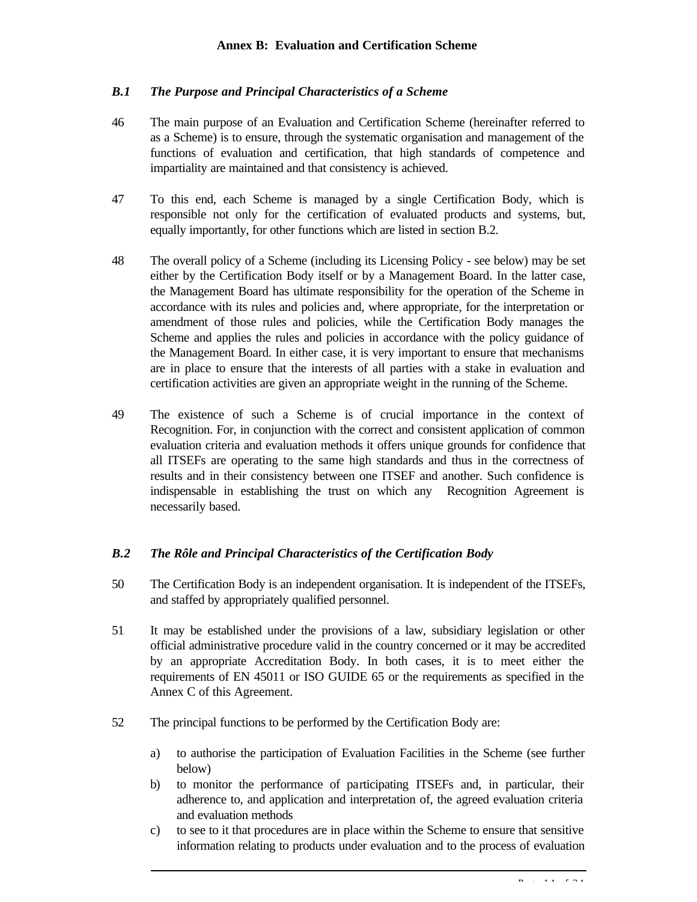## Annex B: Evaluation and Certification Scheme

### *B.1 The Purpose and Principal Characteristics of a Scheme*

46 The main purpose of an Evaluation and Certification Scheme (hereinafter referred to as a Scheme) is to ensure, through the systematic organisation and management of the functions of evaluation and certification, that high standards of competence and impartiality are maintained and that consistency is achieved.

47 To this end, each Scheme is managed by a single Certification Body, which is responsible not only for the certification of evaluated products and systems, but, equally importantly, for other functions which are listed in section B.2.

48 The overall policy of a Scheme (including its Licensing Policy - see below) may be set either by the Certification Body itself or by a Management Board. In the latter case, the Management Board has ultimate responsibility for the operation of the Scheme in accordance with its rules and policies and, where appropriate, for the interpretation or amendment of those rules and policies, while the Certification Body manages the Scheme and applies the rules and policies in accordance with the policy guidance of the Management Board. In either case, it is very important to ensure that mechanisms are in place to ensure that the interests of all parties with a stake in evaluation and certification activities are given an appropriate weight in the running of the Scheme.

49 The existence of such a Scheme is of crucial importance in the context of Recognition. For, in conjunction with the correct and consistent application of common evaluation criteria and evaluation methods it offers unique grounds for confidence that all ITSEFs are operating to the same high standards and thus in the correctness of results and in their consistency between one ITSEF and another. Such confidence is indispensable in establishing the trust on which any Recognition Agreement is necessarily based.

### *B.2 The Rôle and Principal Characteristics of the Certification Body*

50 The Certification Body is an independent organisation. It is independent of the ITSEFs, and staffed by appropriately qualified personnel.

51 It may be established under the provisions of a law, subsidiary legislation or other official administrative procedure valid in the country concerned or it may be accredited by an appropriate Accreditation Body. In both cases, it is to meet either the requirements of EN 45011 or ISO GUIDE 65 or the requirements as specified in the Annex C of this Agreement.

52 The principal functions to be performed by the Certification Body are:

a) to authorise the participation of Evaluation Facilities in the Scheme (see further below)
b) to monitor the performance of participating ITSEFs and, in particular, their adherence to, and application and interpretation of, the agreed evaluation criteria and evaluation methods
c) to see to it that procedures are in place within the Scheme to ensure that sensitive information relating to products under evaluation and to the process of evaluation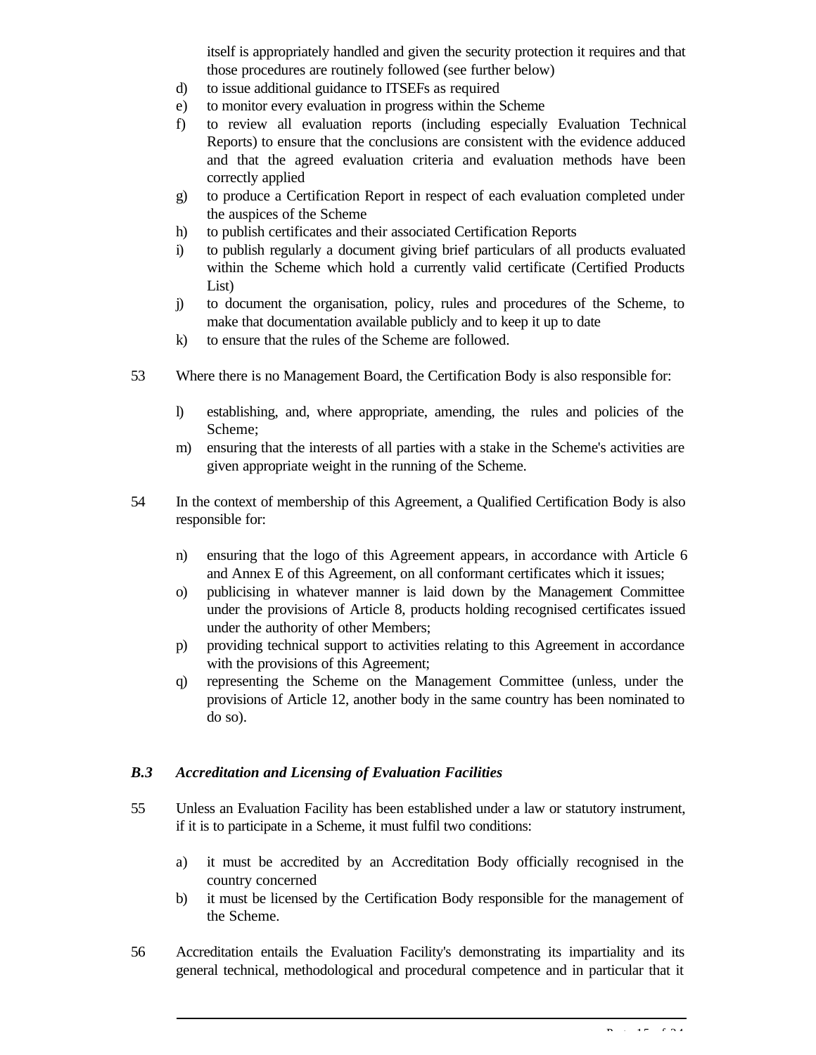itself is appropriately handled and given the security protection it requires and that those procedures are routinely followed (see further below)

d) to issue additional guidance to ITSEFs as required

e) to monitor every evaluation in progress within the Scheme

f) to review all evaluation reports (including especially Evaluation Technical Reports) to ensure that the conclusions are consistent with the evidence adduced and that the agreed evaluation criteria and evaluation methods have been correctly applied

g) to produce a Certification Report in respect of each evaluation completed under the auspices of the Scheme

h) to publish certificates and their associated Certification Reports

i) to publish regularly a document giving brief particulars of all products evaluated within the Scheme which hold a currently valid certificate (Certified Products List)

j) to document the organisation, policy, rules and procedures of the Scheme, to make that documentation available publicly and to keep it up to date

k) to ensure that the rules of the Scheme are followed.

53 Where there is no Management Board, the Certification Body is also responsible for:

l) establishing, and, where appropriate, amending, the rules and policies of the Scheme;

m) ensuring that the interests of all parties with a stake in the Scheme's activities are given appropriate weight in the running of the Scheme.

54 In the context of membership of this Agreement, a Qualified Certification Body is also responsible for:

n) ensuring that the logo of this Agreement appears, in accordance with Article 6 and Annex E of this Agreement, on all conformant certificates which it issues;

o) publicising in whatever manner is laid down by the Management Committee under the provisions of Article 8, products holding recognised certificates issued under the authority of other Members;

p) providing technical support to activities relating to this Agreement in accordance with the provisions of this Agreement;

q) representing the Scheme on the Management Committee (unless, under the provisions of Article 12, another body in the same country has been nominated to do so).

### *B.3 Accreditation and Licensing of Evaluation Facilities*

55 Unless an Evaluation Facility has been established under a law or statutory instrument, if it is to participate in a Scheme, it must fulfil two conditions:

a) it must be accredited by an Accreditation Body officially recognised in the country concerned

b) it must be licensed by the Certification Body responsible for the management of the Scheme.

56 Accreditation entails the Evaluation Facility's demonstrating its impartiality and its general technical, methodological and procedural competence and in particular that it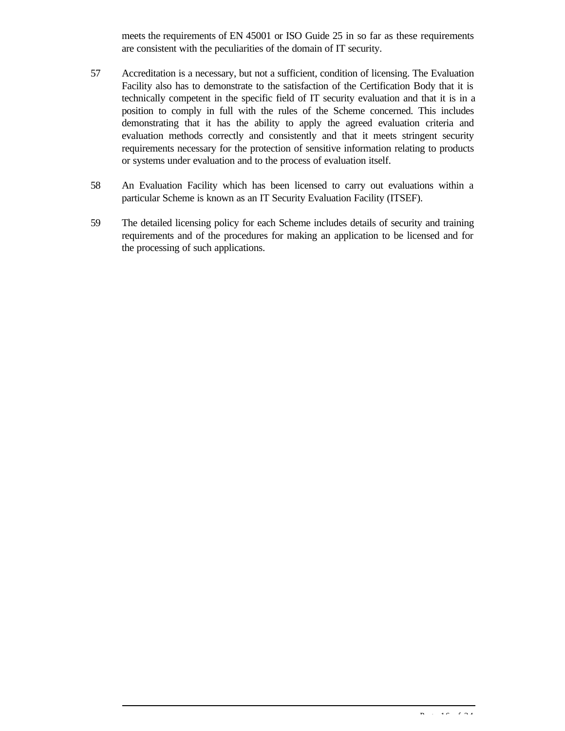meets the requirements of EN 45001 or ISO Guide 25 in so far as these requirements are consistent with the peculiarities of the domain of IT security.

57 Accreditation is a necessary, but not a sufficient, condition of licensing. The Evaluation Facility also has to demonstrate to the satisfaction of the Certification Body that it is technically competent in the specific field of IT security evaluation and that it is in a position to comply in full with the rules of the Scheme concerned. This includes demonstrating that it has the ability to apply the agreed evaluation criteria and evaluation methods correctly and consistently and that it meets stringent security requirements necessary for the protection of sensitive information relating to products or systems under evaluation and to the process of evaluation itself.

58 An Evaluation Facility which has been licensed to carry out evaluations within a particular Scheme is known as an IT Security Evaluation Facility (ITSEF).

59 The detailed licensing policy for each Scheme includes details of security and training requirements and of the procedures for making an application to be licensed and for the processing of such applications.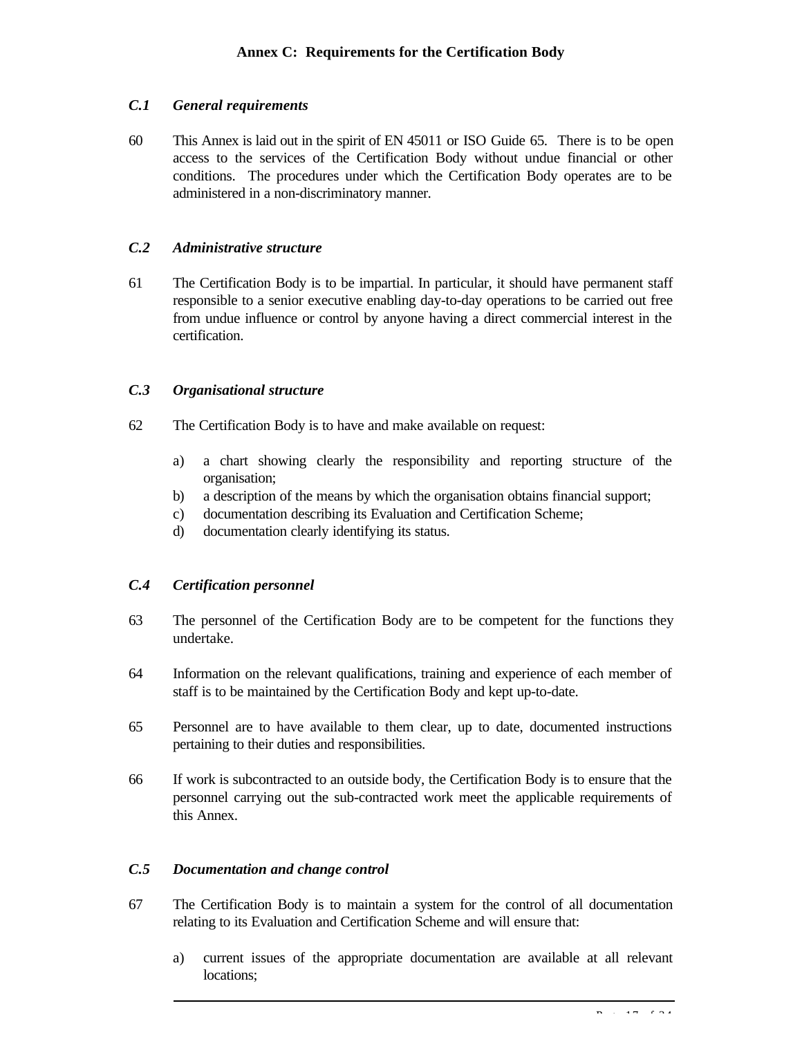## Annex C: Requirements for the Certification Body

### *C.1 General requirements*

60 This Annex is laid out in the spirit of EN 45011 or ISO Guide 65. There is to be open access to the services of the Certification Body without undue financial or other conditions. The procedures under which the Certification Body operates are to be administered in a non-discriminatory manner.

### *C.2 Administrative structure*

61 The Certification Body is to be impartial. In particular, it should have permanent staff responsible to a senior executive enabling day-to-day operations to be carried out free from undue influence or control by anyone having a direct commercial interest in the certification.

### *C.3 Organisational structure*

62 The Certification Body is to have and make available on request:

a) a chart showing clearly the responsibility and reporting structure of the organisation;
b) a description of the means by which the organisation obtains financial support;
c) documentation describing its Evaluation and Certification Scheme;
d) documentation clearly identifying its status.

### *C.4 Certification personnel*

63 The personnel of the Certification Body are to be competent for the functions they undertake.

64 Information on the relevant qualifications, training and experience of each member of staff is to be maintained by the Certification Body and kept up-to-date.

65 Personnel are to have available to them clear, up to date, documented instructions pertaining to their duties and responsibilities.

66 If work is subcontracted to an outside body, the Certification Body is to ensure that the personnel carrying out the sub-contracted work meet the applicable requirements of this Annex.

### *C.5 Documentation and change control*

67 The Certification Body is to maintain a system for the control of all documentation relating to its Evaluation and Certification Scheme and will ensure that:

a) current issues of the appropriate documentation are available at all relevant locations;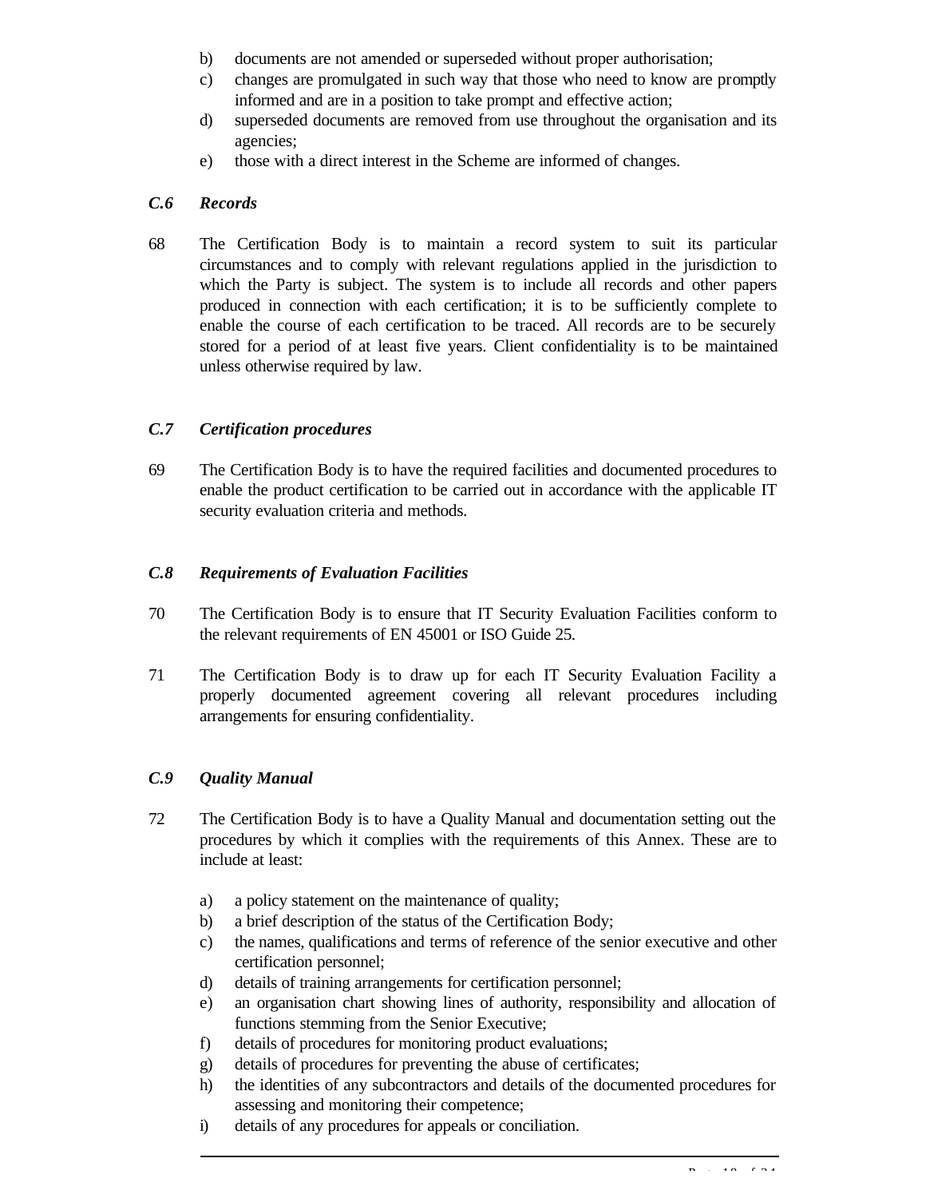b) documents are not amended or superseded without proper authorisation;
c) changes are promulgated in such way that those who need to know are promptly informed and are in a position to take prompt and effective action;
d) superseded documents are removed from use throughout the organisation and its agencies;
e) those with a direct interest in the Scheme are informed of changes.

### *C.6 Records*

68 The Certification Body is to maintain a record system to suit its particular circumstances and to comply with relevant regulations applied in the jurisdiction to which the Party is subject. The system is to include all records and other papers produced in connection with each certification; it is to be sufficiently complete to enable the course of each certification to be traced. All records are to be securely stored for a period of at least five years. Client confidentiality is to be maintained unless otherwise required by law.

### *C.7 Certification procedures*

69 The Certification Body is to have the required facilities and documented procedures to enable the product certification to be carried out in accordance with the applicable IT security evaluation criteria and methods.

### *C.8 Requirements of Evaluation Facilities*

70 The Certification Body is to ensure that IT Security Evaluation Facilities conform to the relevant requirements of EN 45001 or ISO Guide 25.

71 The Certification Body is to draw up for each IT Security Evaluation Facility a properly documented agreement covering all relevant procedures including arrangements for ensuring confidentiality.

### *C.9 Quality Manual*

72 The Certification Body is to have a Quality Manual and documentation setting out the procedures by which it complies with the requirements of this Annex. These are to include at least:

a) a policy statement on the maintenance of quality;
b) a brief description of the status of the Certification Body;
c) the names, qualifications and terms of reference of the senior executive and other certification personnel;
d) details of training arrangements for certification personnel;
e) an organisation chart showing lines of authority, responsibility and allocation of functions stemming from the Senior Executive;
f) details of procedures for monitoring product evaluations;
g) details of procedures for preventing the abuse of certificates;
h) the identities of any subcontractors and details of the documented procedures for assessing and monitoring their competence;
i) details of any procedures for appeals or conciliation.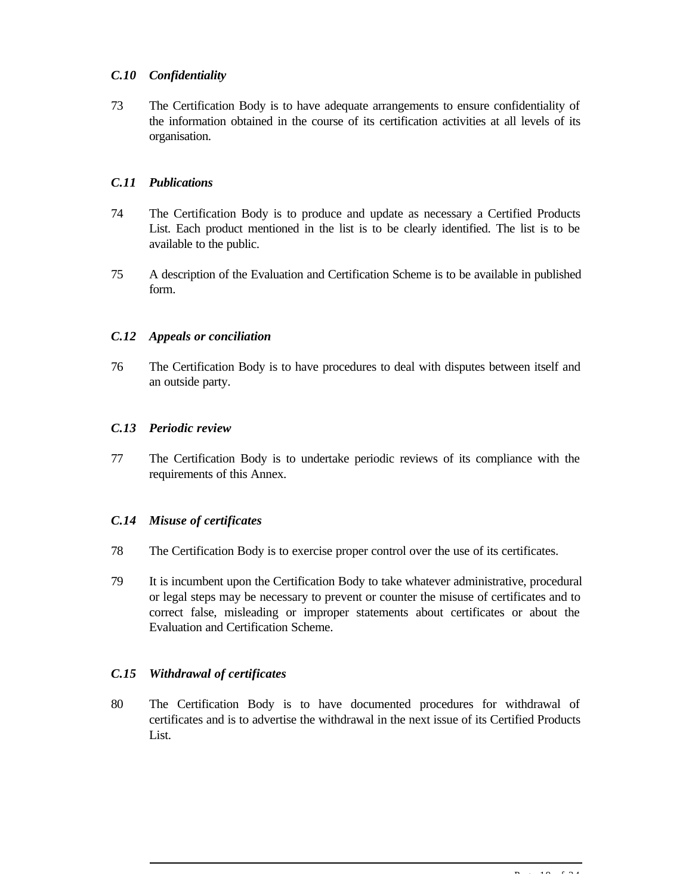### *C.10 Confidentiality*

73 The Certification Body is to have adequate arrangements to ensure confidentiality of the information obtained in the course of its certification activities at all levels of its organisation.

### *C.11 Publications*

74 The Certification Body is to produce and update as necessary a Certified Products List. Each product mentioned in the list is to be clearly identified. The list is to be available to the public.

75 A description of the Evaluation and Certification Scheme is to be available in published form.

### *C.12 Appeals or conciliation*

76 The Certification Body is to have procedures to deal with disputes between itself and an outside party.

### *C.13 Periodic review*

77 The Certification Body is to undertake periodic reviews of its compliance with the requirements of this Annex.

### *C.14 Misuse of certificates*

78 The Certification Body is to exercise proper control over the use of its certificates.

79 It is incumbent upon the Certification Body to take whatever administrative, procedural or legal steps may be necessary to prevent or counter the misuse of certificates and to correct false, misleading or improper statements about certificates or about the Evaluation and Certification Scheme.

### *C.15 Withdrawal of certificates*

80 The Certification Body is to have documented procedures for withdrawal of certificates and is to advertise the withdrawal in the next issue of its Certified Products List.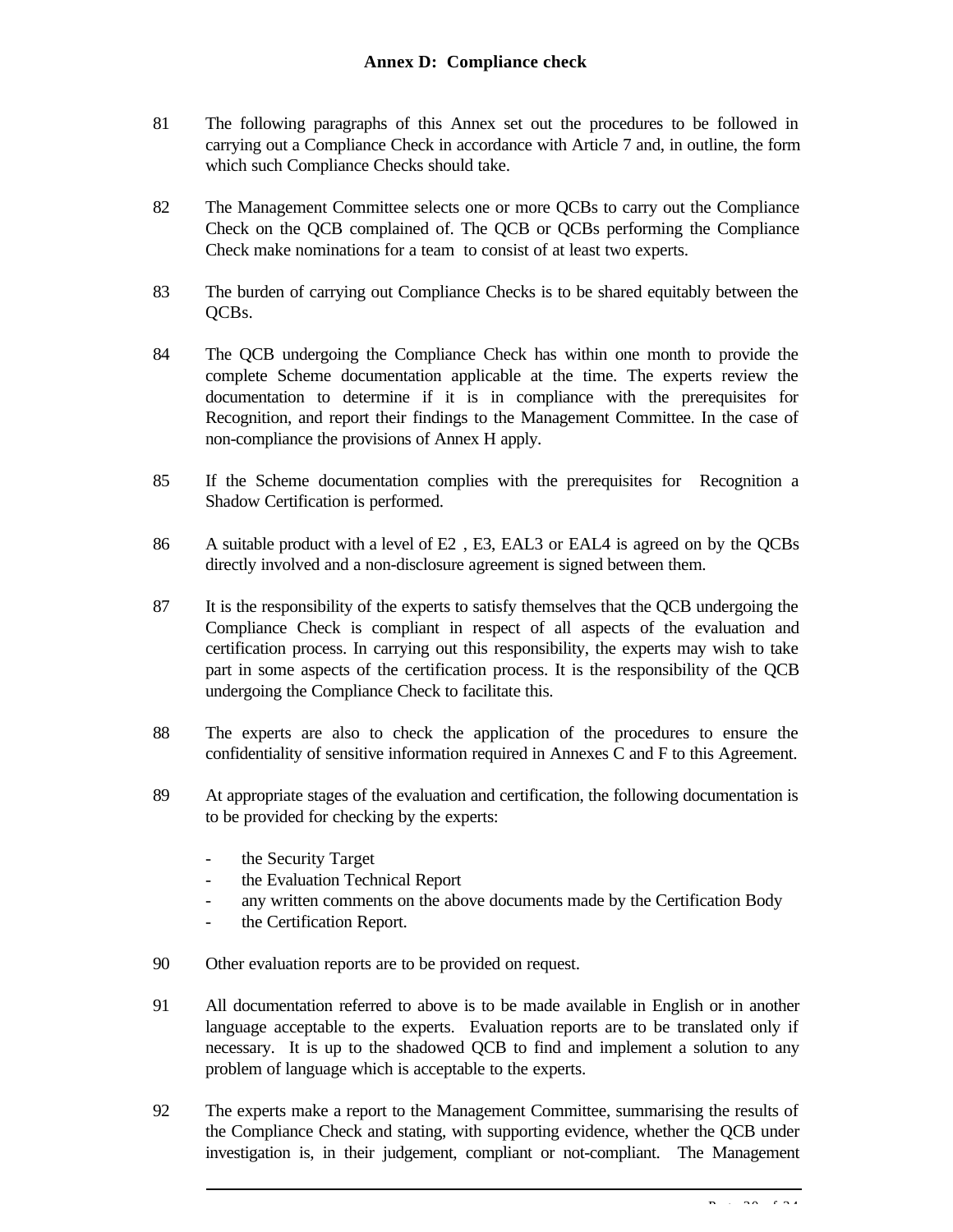## Annex D: Compliance check

81 The following paragraphs of this Annex set out the procedures to be followed in carrying out a Compliance Check in accordance with Article 7 and, in outline, the form which such Compliance Checks should take.

82 The Management Committee selects one or more QCBs to carry out the Compliance Check on the QCB complained of. The QCB or QCBs performing the Compliance Check make nominations for a team to consist of at least two experts.

83 The burden of carrying out Compliance Checks is to be shared equitably between the QCBs.

84 The QCB undergoing the Compliance Check has within one month to provide the complete Scheme documentation applicable at the time. The experts review the documentation to determine if it is in compliance with the prerequisites for Recognition, and report their findings to the Management Committee. In the case of non-compliance the provisions of Annex H apply.

85 If the Scheme documentation complies with the prerequisites for Recognition a Shadow Certification is performed.

86 A suitable product with a level of E2 , E3, EAL3 or EAL4 is agreed on by the QCBs directly involved and a non-disclosure agreement is signed between them.

87 It is the responsibility of the experts to satisfy themselves that the QCB undergoing the Compliance Check is compliant in respect of all aspects of the evaluation and certification process. In carrying out this responsibility, the experts may wish to take part in some aspects of the certification process. It is the responsibility of the QCB undergoing the Compliance Check to facilitate this.

88 The experts are also to check the application of the procedures to ensure the confidentiality of sensitive information required in Annexes C and F to this Agreement.

89 At appropriate stages of the evaluation and certification, the following documentation is to be provided for checking by the experts:

- the Security Target
- the Evaluation Technical Report
- any written comments on the above documents made by the Certification Body
- the Certification Report.

90 Other evaluation reports are to be provided on request.

91 All documentation referred to above is to be made available in English or in another language acceptable to the experts. Evaluation reports are to be translated only if necessary. It is up to the shadowed QCB to find and implement a solution to any problem of language which is acceptable to the experts.

92 The experts make a report to the Management Committee, summarising the results of the Compliance Check and stating, with supporting evidence, whether the QCB under investigation is, in their judgement, compliant or not-compliant. The Management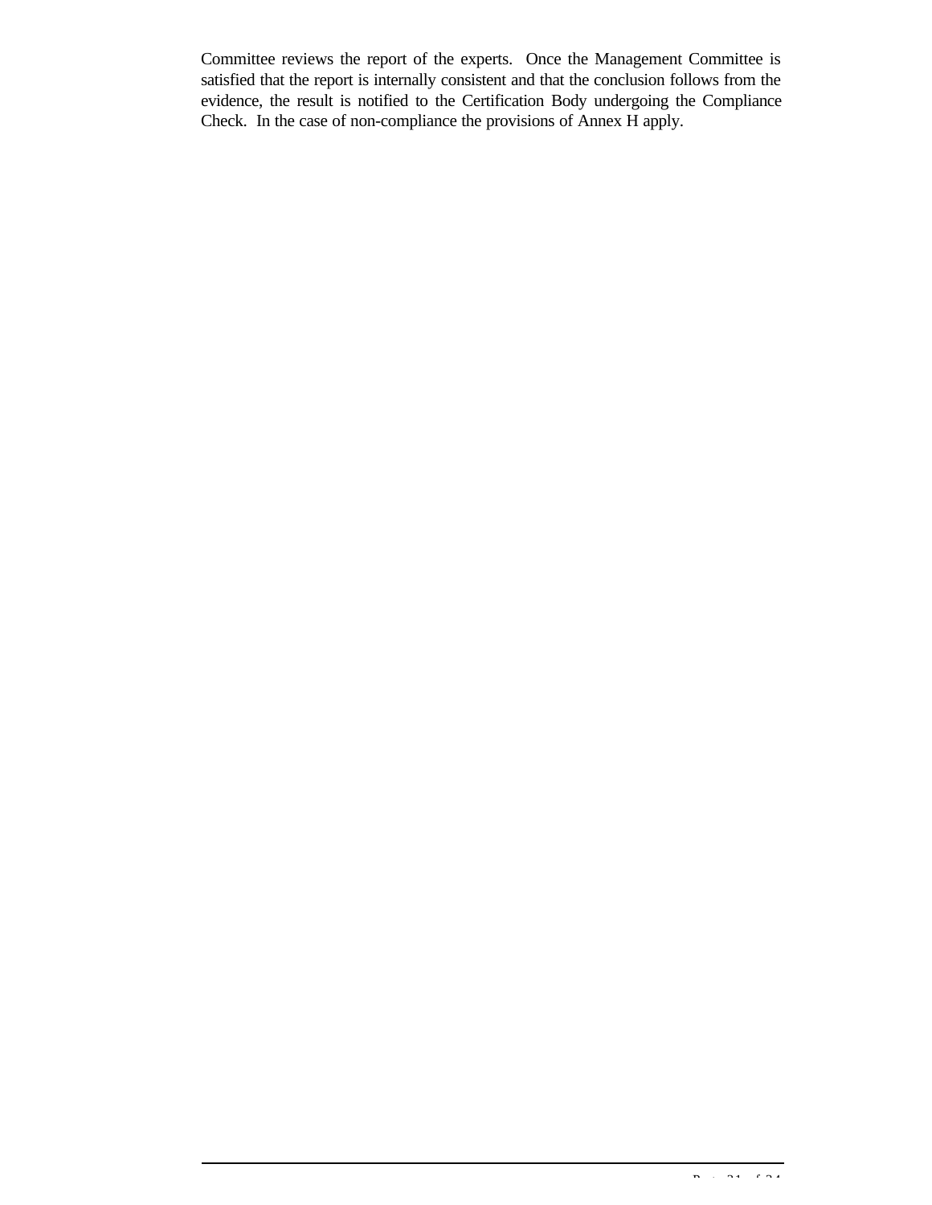Committee reviews the report of the experts. Once the Management Committee is satisfied that the report is internally consistent and that the conclusion follows from the evidence, the result is notified to the Certification Body undergoing the Compliance Check. In the case of non-compliance the provisions of Annex H apply.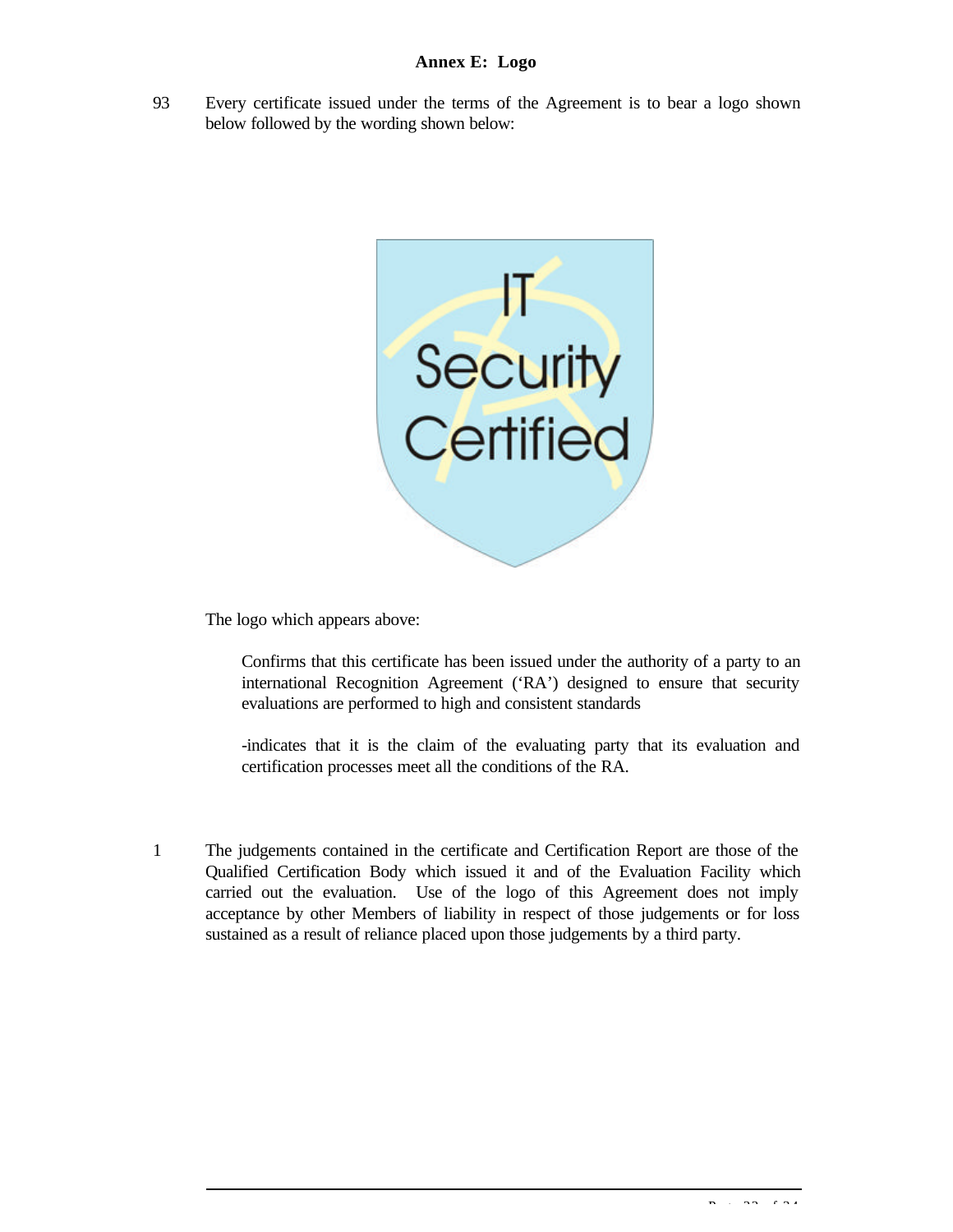# Annex E: Logo

93 Every certificate issued under the terms of the Agreement is to bear a logo shown below followed by the wording shown below:

The logo which appears above:

> Confirms that this certificate has been issued under the authority of a party to an international Recognition Agreement ('RA') designed to ensure that security evaluations are performed to high and consistent standards
>
> -indicates that it is the claim of the evaluating party that its evaluation and certification processes meet all the conditions of the RA.

1 The judgements contained in the certificate and Certification Report are those of the Qualified Certification Body which issued it and of the Evaluation Facility which carried out the evaluation. Use of the logo of this Agreement does not imply acceptance by other Members of liability in respect of those judgements or for loss sustained as a result of reliance placed upon those judgements by a third party.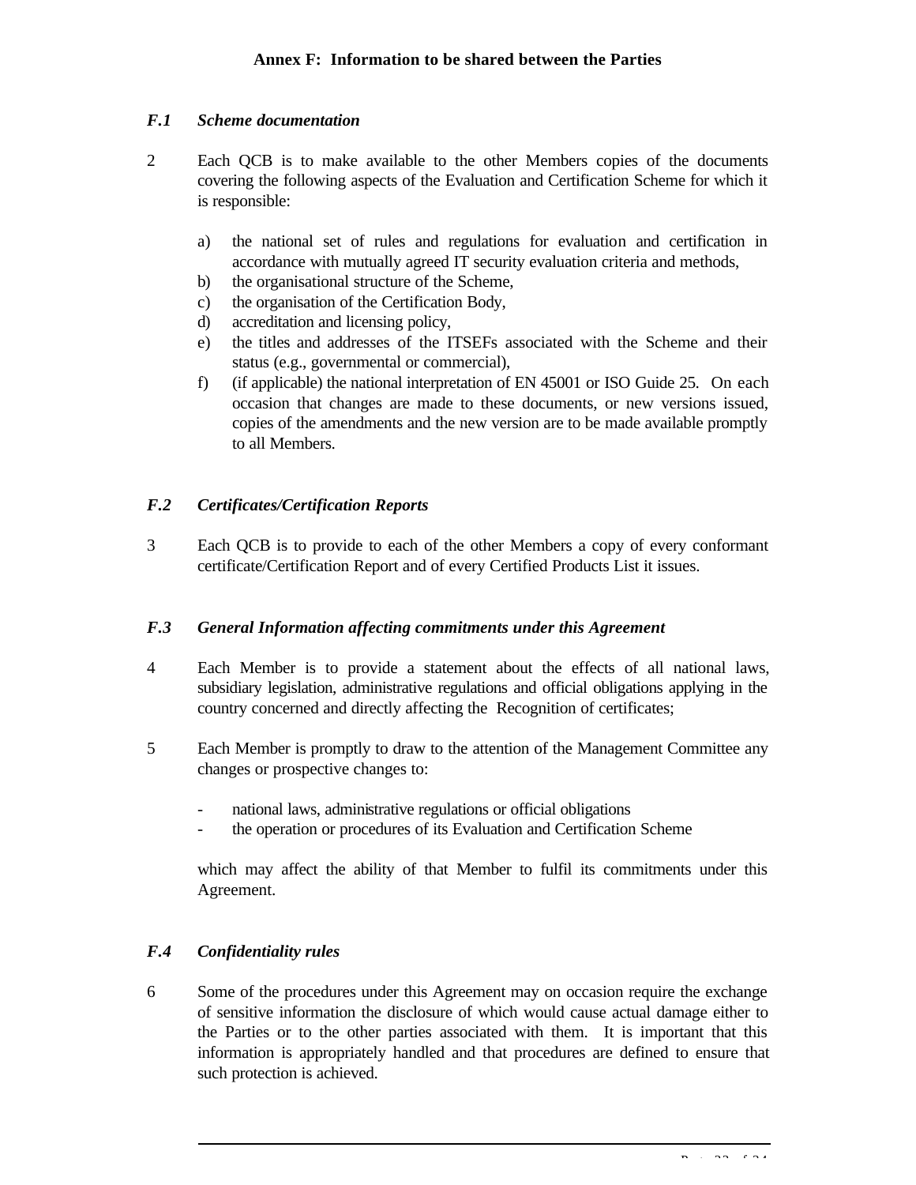# Annex F: Information to be shared between the Parties

### *F.1 Scheme documentation*

2 Each QCB is to make available to the other Members copies of the documents covering the following aspects of the Evaluation and Certification Scheme for which it is responsible:

a) the national set of rules and regulations for evaluation and certification in accordance with mutually agreed IT security evaluation criteria and methods,
b) the organisational structure of the Scheme,
c) the organisation of the Certification Body,
d) accreditation and licensing policy,
e) the titles and addresses of the ITSEFs associated with the Scheme and their status (e.g., governmental or commercial),
f) (if applicable) the national interpretation of EN 45001 or ISO Guide 25. On each occasion that changes are made to these documents, or new versions issued, copies of the amendments and the new version are to be made available promptly to all Members.

### *F.2 Certificates/Certification Reports*

3 Each QCB is to provide to each of the other Members a copy of every conformant certificate/Certification Report and of every Certified Products List it issues.

### *F.3 General Information affecting commitments under this Agreement*

4 Each Member is to provide a statement about the effects of all national laws, subsidiary legislation, administrative regulations and official obligations applying in the country concerned and directly affecting the Recognition of certificates;

5 Each Member is promptly to draw to the attention of the Management Committee any changes or prospective changes to:

- national laws, administrative regulations or official obligations
- the operation or procedures of its Evaluation and Certification Scheme

which may affect the ability of that Member to fulfil its commitments under this Agreement.

### *F.4 Confidentiality rules*

6 Some of the procedures under this Agreement may on occasion require the exchange of sensitive information the disclosure of which would cause actual damage either to the Parties or to the other parties associated with them. It is important that this information is appropriately handled and that procedures are defined to ensure that such protection is achieved.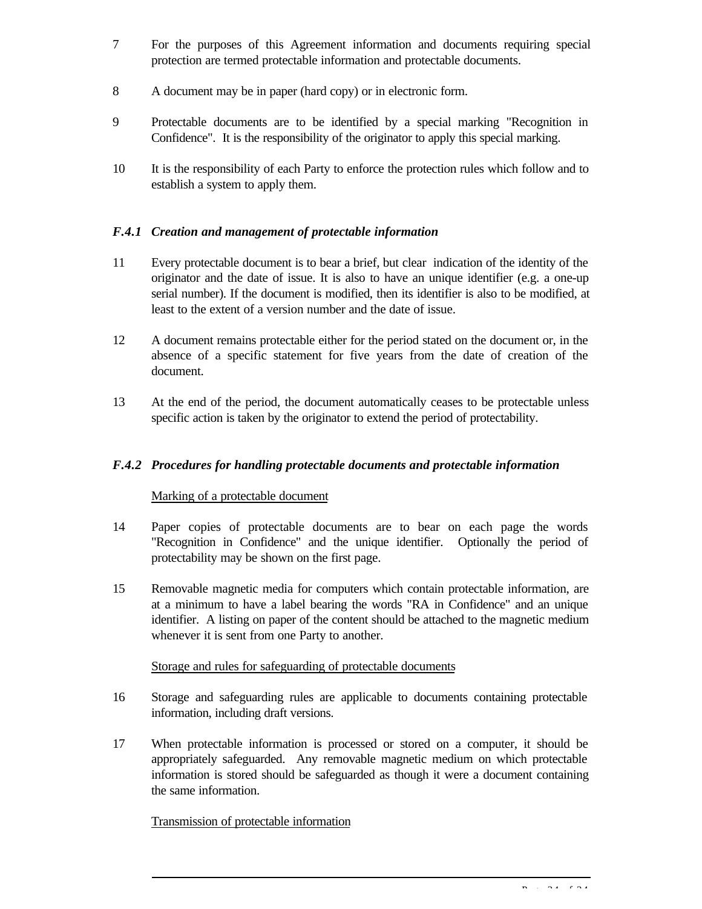7 For the purposes of this Agreement information and documents requiring special protection are termed protectable information and protectable documents.

8 A document may be in paper (hard copy) or in electronic form.

9 Protectable documents are to be identified by a special marking "Recognition in Confidence". It is the responsibility of the originator to apply this special marking.

10 It is the responsibility of each Party to enforce the protection rules which follow and to establish a system to apply them.

### *F.4.1 Creation and management of protectable information*

11 Every protectable document is to bear a brief, but clear indication of the identity of the originator and the date of issue. It is also to have an unique identifier (e.g. a one-up serial number). If the document is modified, then its identifier is also to be modified, at least to the extent of a version number and the date of issue.

12 A document remains protectable either for the period stated on the document or, in the absence of a specific statement for five years from the date of creation of the document.

13 At the end of the period, the document automatically ceases to be protectable unless specific action is taken by the originator to extend the period of protectability.

### *F.4.2 Procedures for handling protectable documents and protectable information*

Marking of a protectable document

14 Paper copies of protectable documents are to bear on each page the words "Recognition in Confidence" and the unique identifier. Optionally the period of protectability may be shown on the first page.

15 Removable magnetic media for computers which contain protectable information, are at a minimum to have a label bearing the words "RA in Confidence" and an unique identifier. A listing on paper of the content should be attached to the magnetic medium whenever it is sent from one Party to another.

Storage and rules for safeguarding of protectable documents

16 Storage and safeguarding rules are applicable to documents containing protectable information, including draft versions.

17 When protectable information is processed or stored on a computer, it should be appropriately safeguarded. Any removable magnetic medium on which protectable information is stored should be safeguarded as though it were a document containing the same information.

Transmission of protectable information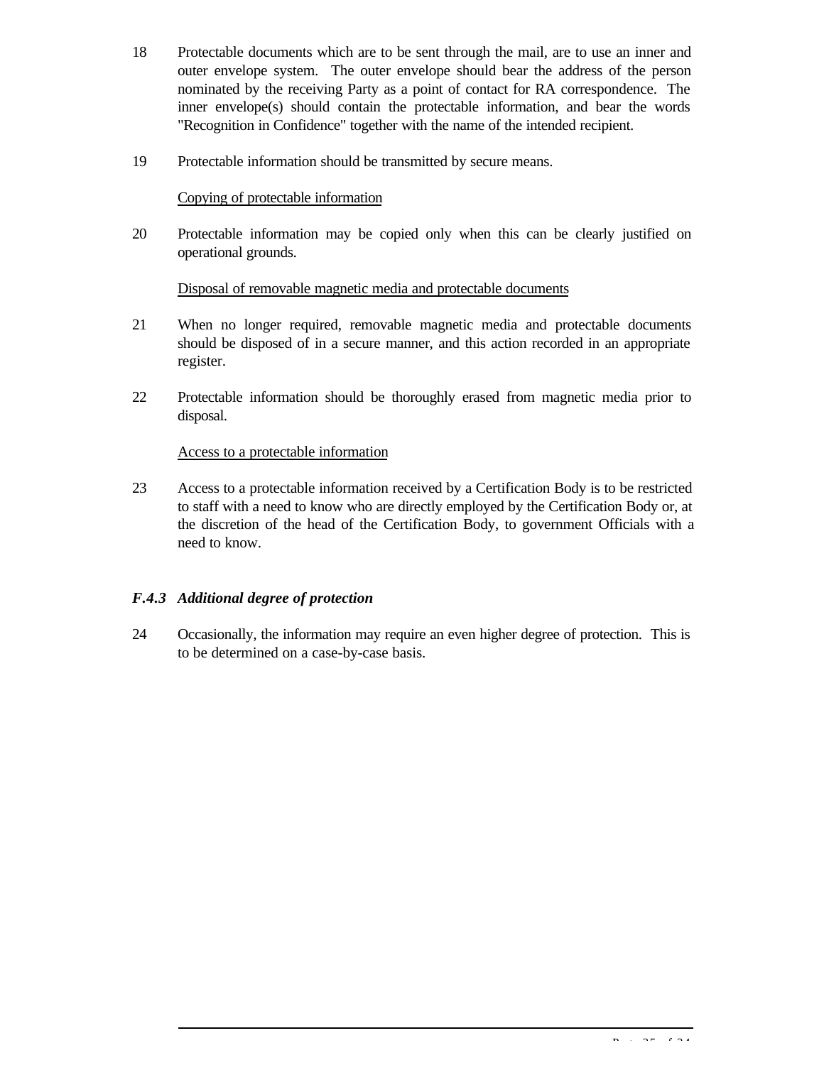18 Protectable documents which are to be sent through the mail, are to use an inner and outer envelope system. The outer envelope should bear the address of the person nominated by the receiving Party as a point of contact for RA correspondence. The inner envelope(s) should contain the protectable information, and bear the words "Recognition in Confidence" together with the name of the intended recipient.

19 Protectable information should be transmitted by secure means.

<u>Copying of protectable information</u>

20 Protectable information may be copied only when this can be clearly justified on operational grounds.

<u>Disposal of removable magnetic media and protectable documents</u>

21 When no longer required, removable magnetic media and protectable documents should be disposed of in a secure manner, and this action recorded in an appropriate register.

22 Protectable information should be thoroughly erased from magnetic media prior to disposal.

<u>Access to a protectable information</u>

23 Access to a protectable information received by a Certification Body is to be restricted to staff with a need to know who are directly employed by the Certification Body or, at the discretion of the head of the Certification Body, to government Officials with a need to know.

### *F.4.3 Additional degree of protection*

24 Occasionally, the information may require an even higher degree of protection. This is to be determined on a case-by-case basis.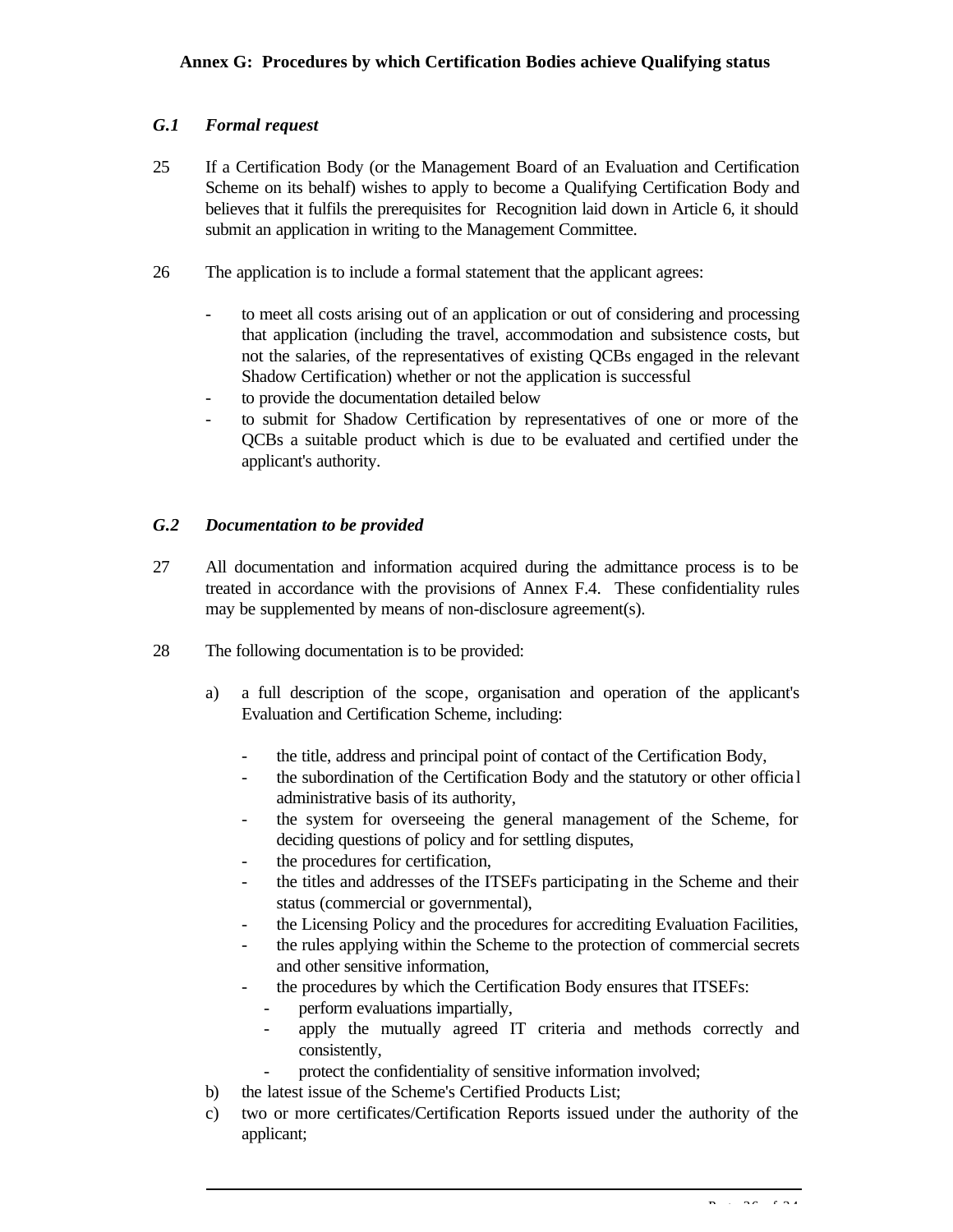## Annex G: Procedures by which Certification Bodies achieve Qualifying status

### *G.1 Formal request*

25 If a Certification Body (or the Management Board of an Evaluation and Certification Scheme on its behalf) wishes to apply to become a Qualifying Certification Body and believes that it fulfils the prerequisites for Recognition laid down in Article 6, it should submit an application in writing to the Management Committee.

26 The application is to include a formal statement that the applicant agrees:

- to meet all costs arising out of an application or out of considering and processing that application (including the travel, accommodation and subsistence costs, but not the salaries, of the representatives of existing QCBs engaged in the relevant Shadow Certification) whether or not the application is successful
- to provide the documentation detailed below
- to submit for Shadow Certification by representatives of one or more of the QCBs a suitable product which is due to be evaluated and certified under the applicant's authority.

### *G.2 Documentation to be provided*

27 All documentation and information acquired during the admittance process is to be treated in accordance with the provisions of Annex F.4. These confidentiality rules may be supplemented by means of non-disclosure agreement(s).

28 The following documentation is to be provided:

a) a full description of the scope, organisation and operation of the applicant's Evaluation and Certification Scheme, including:
   - the title, address and principal point of contact of the Certification Body,
   - the subordination of the Certification Body and the statutory or other official administrative basis of its authority,
   - the system for overseeing the general management of the Scheme, for deciding questions of policy and for settling disputes,
   - the procedures for certification,
   - the titles and addresses of the ITSEFs participating in the Scheme and their status (commercial or governmental),
   - the Licensing Policy and the procedures for accrediting Evaluation Facilities,
   - the rules applying within the Scheme to the protection of commercial secrets and other sensitive information,
   - the procedures by which the Certification Body ensures that ITSEFs:
     - perform evaluations impartially,
     - apply the mutually agreed IT criteria and methods correctly and consistently,
     - protect the confidentiality of sensitive information involved;

b) the latest issue of the Scheme's Certified Products List;

c) two or more certificates/Certification Reports issued under the authority of the applicant;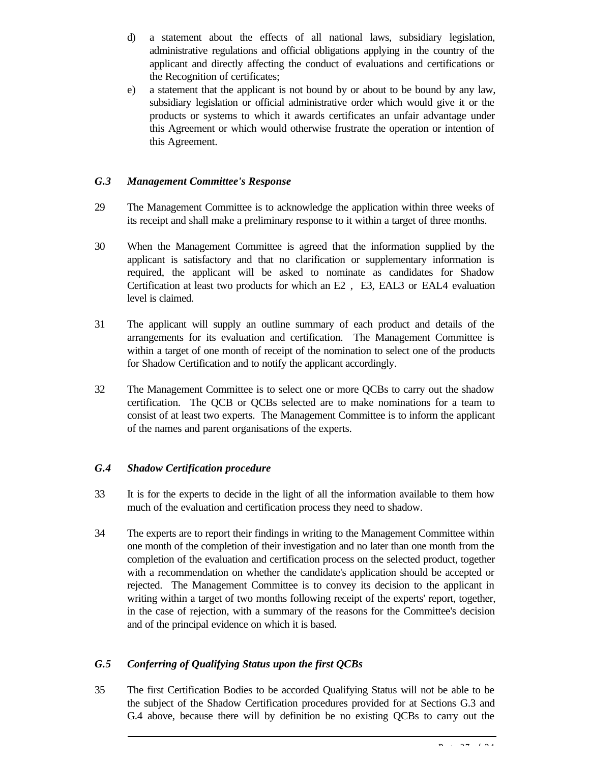d) a statement about the effects of all national laws, subsidiary legislation, administrative regulations and official obligations applying in the country of the applicant and directly affecting the conduct of evaluations and certifications or the Recognition of certificates;

e) a statement that the applicant is not bound by or about to be bound by any law, subsidiary legislation or official administrative order which would give it or the products or systems to which it awards certificates an unfair advantage under this Agreement or which would otherwise frustrate the operation or intention of this Agreement.

### *G.3 Management Committee's Response*

29 The Management Committee is to acknowledge the application within three weeks of its receipt and shall make a preliminary response to it within a target of three months.

30 When the Management Committee is agreed that the information supplied by the applicant is satisfactory and that no clarification or supplementary information is required, the applicant will be asked to nominate as candidates for Shadow Certification at least two products for which an E2 , E3, EAL3 or EAL4 evaluation level is claimed.

31 The applicant will supply an outline summary of each product and details of the arrangements for its evaluation and certification. The Management Committee is within a target of one month of receipt of the nomination to select one of the products for Shadow Certification and to notify the applicant accordingly.

32 The Management Committee is to select one or more QCBs to carry out the shadow certification. The QCB or QCBs selected are to make nominations for a team to consist of at least two experts. The Management Committee is to inform the applicant of the names and parent organisations of the experts.

### *G.4 Shadow Certification procedure*

33 It is for the experts to decide in the light of all the information available to them how much of the evaluation and certification process they need to shadow.

34 The experts are to report their findings in writing to the Management Committee within one month of the completion of their investigation and no later than one month from the completion of the evaluation and certification process on the selected product, together with a recommendation on whether the candidate's application should be accepted or rejected. The Management Committee is to convey its decision to the applicant in writing within a target of two months following receipt of the experts' report, together, in the case of rejection, with a summary of the reasons for the Committee's decision and of the principal evidence on which it is based.

### *G.5 Conferring of Qualifying Status upon the first QCBs*

35 The first Certification Bodies to be accorded Qualifying Status will not be able to be the subject of the Shadow Certification procedures provided for at Sections G.3 and G.4 above, because there will by definition be no existing QCBs to carry out the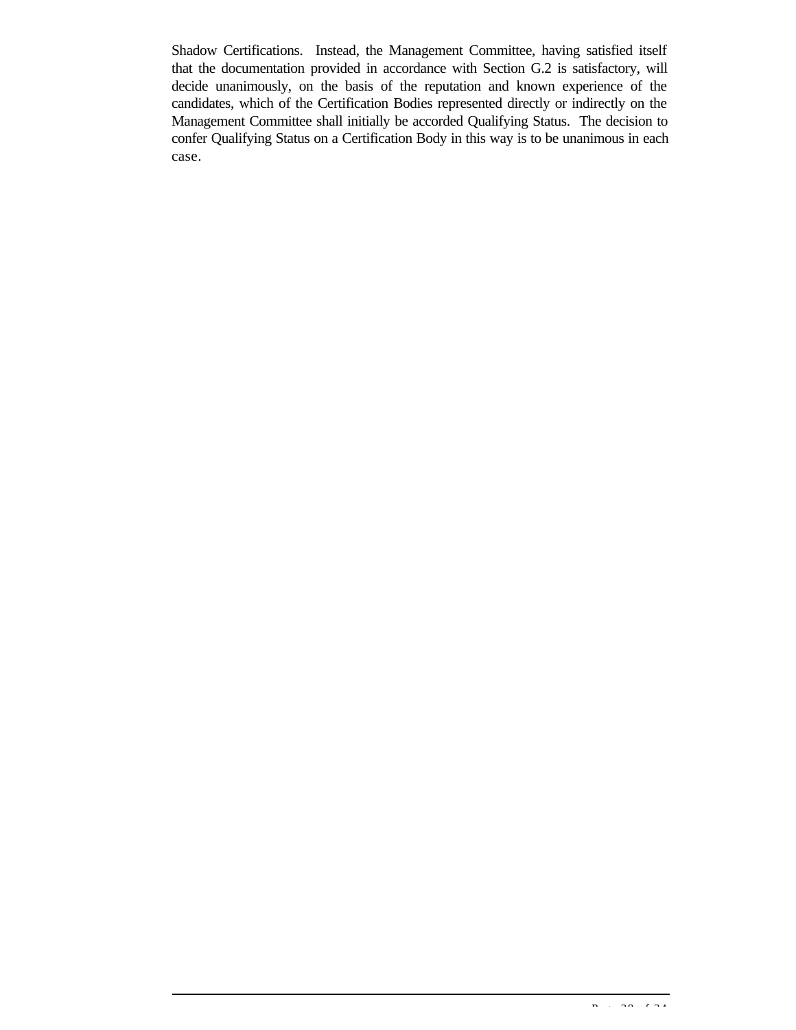Shadow Certifications. Instead, the Management Committee, having satisfied itself that the documentation provided in accordance with Section G.2 is satisfactory, will decide unanimously, on the basis of the reputation and known experience of the candidates, which of the Certification Bodies represented directly or indirectly on the Management Committee shall initially be accorded Qualifying Status. The decision to confer Qualifying Status on a Certification Body in this way is to be unanimous in each case.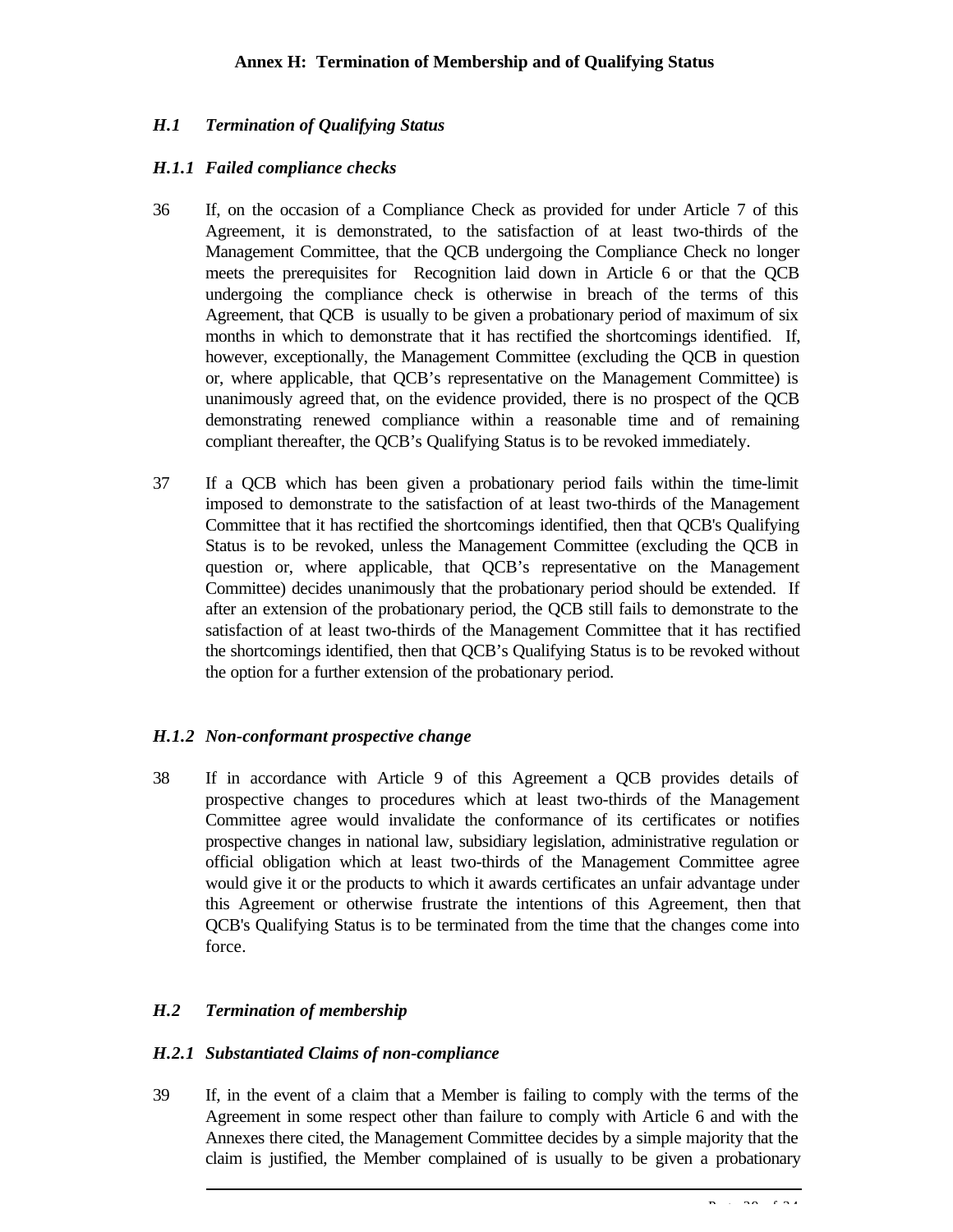### Annex H: Termination of Membership and of Qualifying Status

## *H.1 Termination of Qualifying Status*

### *H.1.1 Failed compliance checks*

36 If, on the occasion of a Compliance Check as provided for under Article 7 of this Agreement, it is demonstrated, to the satisfaction of at least two-thirds of the Management Committee, that the QCB undergoing the Compliance Check no longer meets the prerequisites for Recognition laid down in Article 6 or that the QCB undergoing the compliance check is otherwise in breach of the terms of this Agreement, that QCB is usually to be given a probationary period of maximum of six months in which to demonstrate that it has rectified the shortcomings identified. If, however, exceptionally, the Management Committee (excluding the QCB in question or, where applicable, that QCB's representative on the Management Committee) is unanimously agreed that, on the evidence provided, there is no prospect of the QCB demonstrating renewed compliance within a reasonable time and of remaining compliant thereafter, the QCB's Qualifying Status is to be revoked immediately.

37 If a QCB which has been given a probationary period fails within the time-limit imposed to demonstrate to the satisfaction of at least two-thirds of the Management Committee that it has rectified the shortcomings identified, then that QCB's Qualifying Status is to be revoked, unless the Management Committee (excluding the QCB in question or, where applicable, that QCB's representative on the Management Committee) decides unanimously that the probationary period should be extended. If after an extension of the probationary period, the QCB still fails to demonstrate to the satisfaction of at least two-thirds of the Management Committee that it has rectified the shortcomings identified, then that QCB's Qualifying Status is to be revoked without the option for a further extension of the probationary period.

### *H.1.2 Non-conformant prospective change*

38 If in accordance with Article 9 of this Agreement a QCB provides details of prospective changes to procedures which at least two-thirds of the Management Committee agree would invalidate the conformance of its certificates or notifies prospective changes in national law, subsidiary legislation, administrative regulation or official obligation which at least two-thirds of the Management Committee agree would give it or the products to which it awards certificates an unfair advantage under this Agreement or otherwise frustrate the intentions of this Agreement, then that QCB's Qualifying Status is to be terminated from the time that the changes come into force.

## *H.2 Termination of membership*

### *H.2.1 Substantiated Claims of non-compliance*

39 If, in the event of a claim that a Member is failing to comply with the terms of the Agreement in some respect other than failure to comply with Article 6 and with the Annexes there cited, the Management Committee decides by a simple majority that the claim is justified, the Member complained of is usually to be given a probationary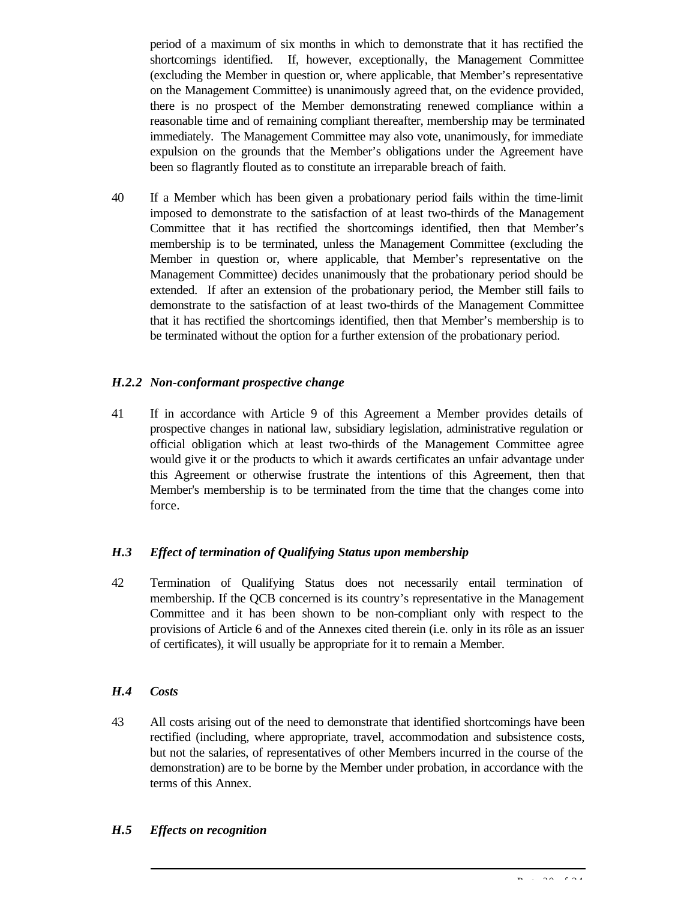period of a maximum of six months in which to demonstrate that it has rectified the shortcomings identified. If, however, exceptionally, the Management Committee (excluding the Member in question or, where applicable, that Member's representative on the Management Committee) is unanimously agreed that, on the evidence provided, there is no prospect of the Member demonstrating renewed compliance within a reasonable time and of remaining compliant thereafter, membership may be terminated immediately. The Management Committee may also vote, unanimously, for immediate expulsion on the grounds that the Member's obligations under the Agreement have been so flagrantly flouted as to constitute an irreparable breach of faith.

40 If a Member which has been given a probationary period fails within the time-limit imposed to demonstrate to the satisfaction of at least two-thirds of the Management Committee that it has rectified the shortcomings identified, then that Member's membership is to be terminated, unless the Management Committee (excluding the Member in question or, where applicable, that Member's representative on the Management Committee) decides unanimously that the probationary period should be extended. If after an extension of the probationary period, the Member still fails to demonstrate to the satisfaction of at least two-thirds of the Management Committee that it has rectified the shortcomings identified, then that Member's membership is to be terminated without the option for a further extension of the probationary period.

### *H.2.2 Non-conformant prospective change*

41 If in accordance with Article 9 of this Agreement a Member provides details of prospective changes in national law, subsidiary legislation, administrative regulation or official obligation which at least two-thirds of the Management Committee agree would give it or the products to which it awards certificates an unfair advantage under this Agreement or otherwise frustrate the intentions of this Agreement, then that Member's membership is to be terminated from the time that the changes come into force.

### *H.3 Effect of termination of Qualifying Status upon membership*

42 Termination of Qualifying Status does not necessarily entail termination of membership. If the QCB concerned is its country's representative in the Management Committee and it has been shown to be non-compliant only with respect to the provisions of Article 6 and of the Annexes cited therein (i.e. only in its rôle as an issuer of certificates), it will usually be appropriate for it to remain a Member.

### *H.4 Costs*

43 All costs arising out of the need to demonstrate that identified shortcomings have been rectified (including, where appropriate, travel, accommodation and subsistence costs, but not the salaries, of representatives of other Members incurred in the course of the demonstration) are to be borne by the Member under probation, in accordance with the terms of this Annex.

### *H.5 Effects on recognition*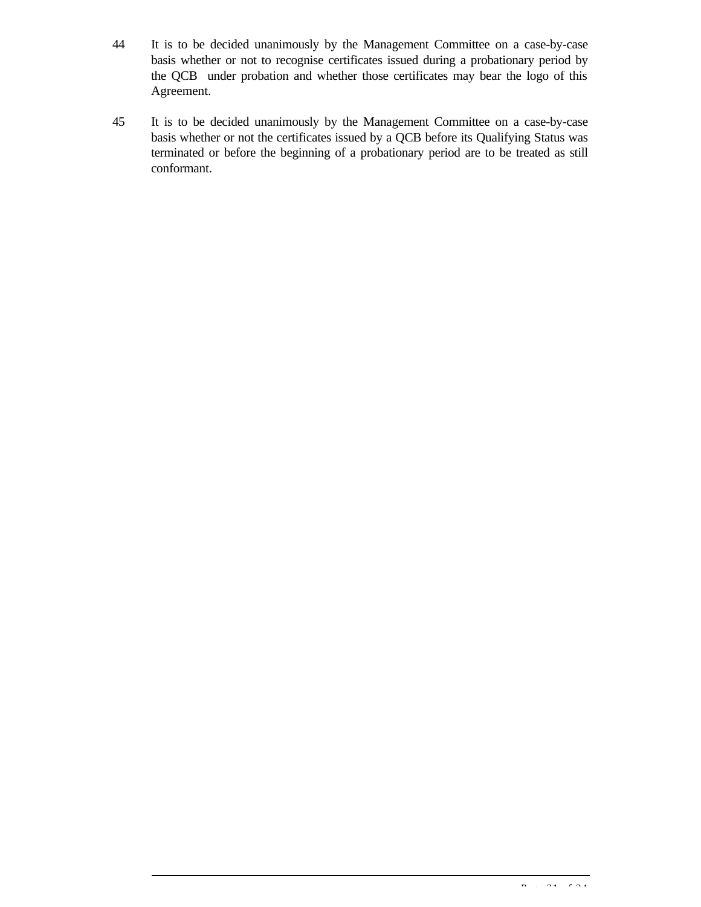44 It is to be decided unanimously by the Management Committee on a case-by-case basis whether or not to recognise certificates issued during a probationary period by the QCB under probation and whether those certificates may bear the logo of this Agreement.

45 It is to be decided unanimously by the Management Committee on a case-by-case basis whether or not the certificates issued by a QCB before its Qualifying Status was terminated or before the beginning of a probationary period are to be treated as still conformant.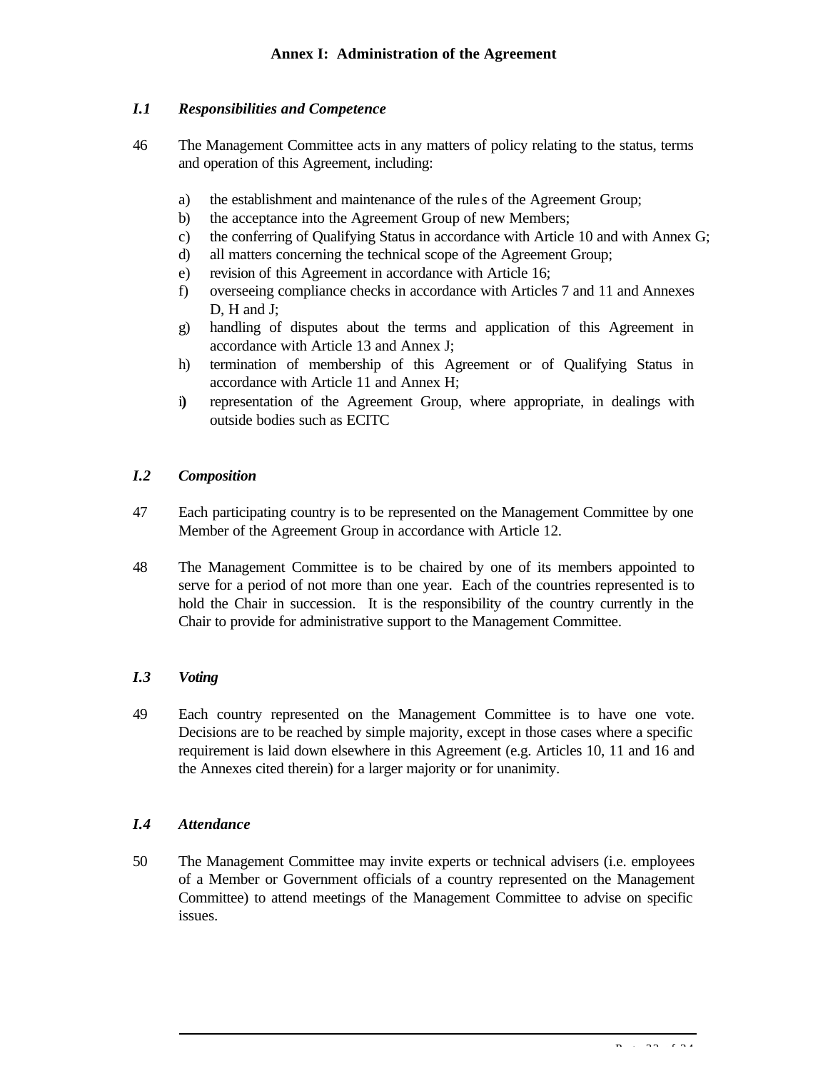# Annex I: Administration of the Agreement

## *I.1 Responsibilities and Competence*

46 The Management Committee acts in any matters of policy relating to the status, terms and operation of this Agreement, including:

a) the establishment and maintenance of the rules of the Agreement Group;
b) the acceptance into the Agreement Group of new Members;
c) the conferring of Qualifying Status in accordance with Article 10 and with Annex G;
d) all matters concerning the technical scope of the Agreement Group;
e) revision of this Agreement in accordance with Article 16;
f) overseeing compliance checks in accordance with Articles 7 and 11 and Annexes D, H and J;
g) handling of disputes about the terms and application of this Agreement in accordance with Article 13 and Annex J;
h) termination of membership of this Agreement or of Qualifying Status in accordance with Article 11 and Annex H;
i) representation of the Agreement Group, where appropriate, in dealings with outside bodies such as ECITC

## *I.2 Composition*

47 Each participating country is to be represented on the Management Committee by one Member of the Agreement Group in accordance with Article 12.

48 The Management Committee is to be chaired by one of its members appointed to serve for a period of not more than one year. Each of the countries represented is to hold the Chair in succession. It is the responsibility of the country currently in the Chair to provide for administrative support to the Management Committee.

## *I.3 Voting*

49 Each country represented on the Management Committee is to have one vote. Decisions are to be reached by simple majority, except in those cases where a specific requirement is laid down elsewhere in this Agreement (e.g. Articles 10, 11 and 16 and the Annexes cited therein) for a larger majority or for unanimity.

## *I.4 Attendance*

50 The Management Committee may invite experts or technical advisers (i.e. employees of a Member or Government officials of a country represented on the Management Committee) to attend meetings of the Management Committee to advise on specific issues.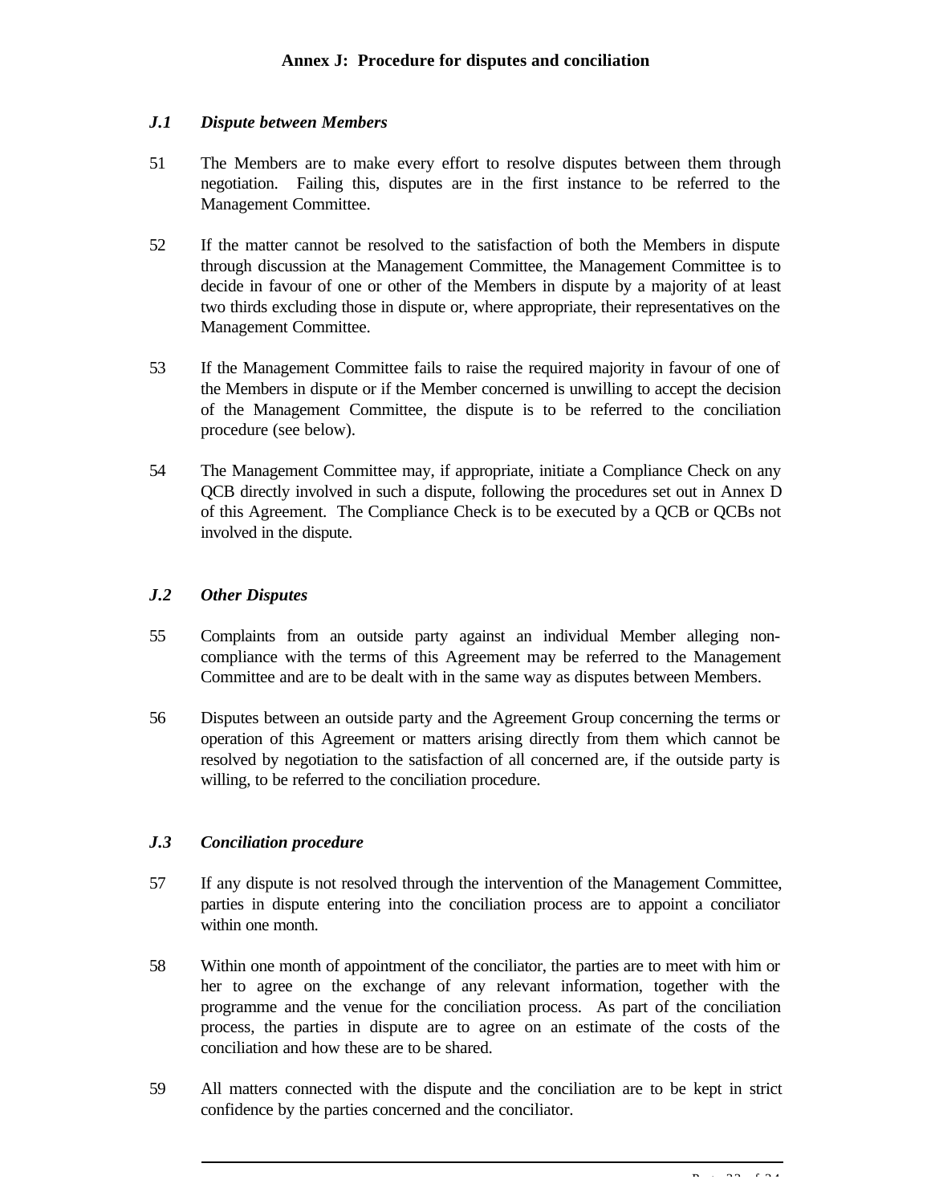## Annex J: Procedure for disputes and conciliation

### *J.1 Dispute between Members*

51 The Members are to make every effort to resolve disputes between them through negotiation. Failing this, disputes are in the first instance to be referred to the Management Committee.

52 If the matter cannot be resolved to the satisfaction of both the Members in dispute through discussion at the Management Committee, the Management Committee is to decide in favour of one or other of the Members in dispute by a majority of at least two thirds excluding those in dispute or, where appropriate, their representatives on the Management Committee.

53 If the Management Committee fails to raise the required majority in favour of one of the Members in dispute or if the Member concerned is unwilling to accept the decision of the Management Committee, the dispute is to be referred to the conciliation procedure (see below).

54 The Management Committee may, if appropriate, initiate a Compliance Check on any QCB directly involved in such a dispute, following the procedures set out in Annex D of this Agreement. The Compliance Check is to be executed by a QCB or QCBs not involved in the dispute.

### *J.2 Other Disputes*

55 Complaints from an outside party against an individual Member alleging non-compliance with the terms of this Agreement may be referred to the Management Committee and are to be dealt with in the same way as disputes between Members.

56 Disputes between an outside party and the Agreement Group concerning the terms or operation of this Agreement or matters arising directly from them which cannot be resolved by negotiation to the satisfaction of all concerned are, if the outside party is willing, to be referred to the conciliation procedure.

### *J.3 Conciliation procedure*

57 If any dispute is not resolved through the intervention of the Management Committee, parties in dispute entering into the conciliation process are to appoint a conciliator within one month.

58 Within one month of appointment of the conciliator, the parties are to meet with him or her to agree on the exchange of any relevant information, together with the programme and the venue for the conciliation process. As part of the conciliation process, the parties in dispute are to agree on an estimate of the costs of the conciliation and how these are to be shared.

59 All matters connected with the dispute and the conciliation are to be kept in strict confidence by the parties concerned and the conciliator.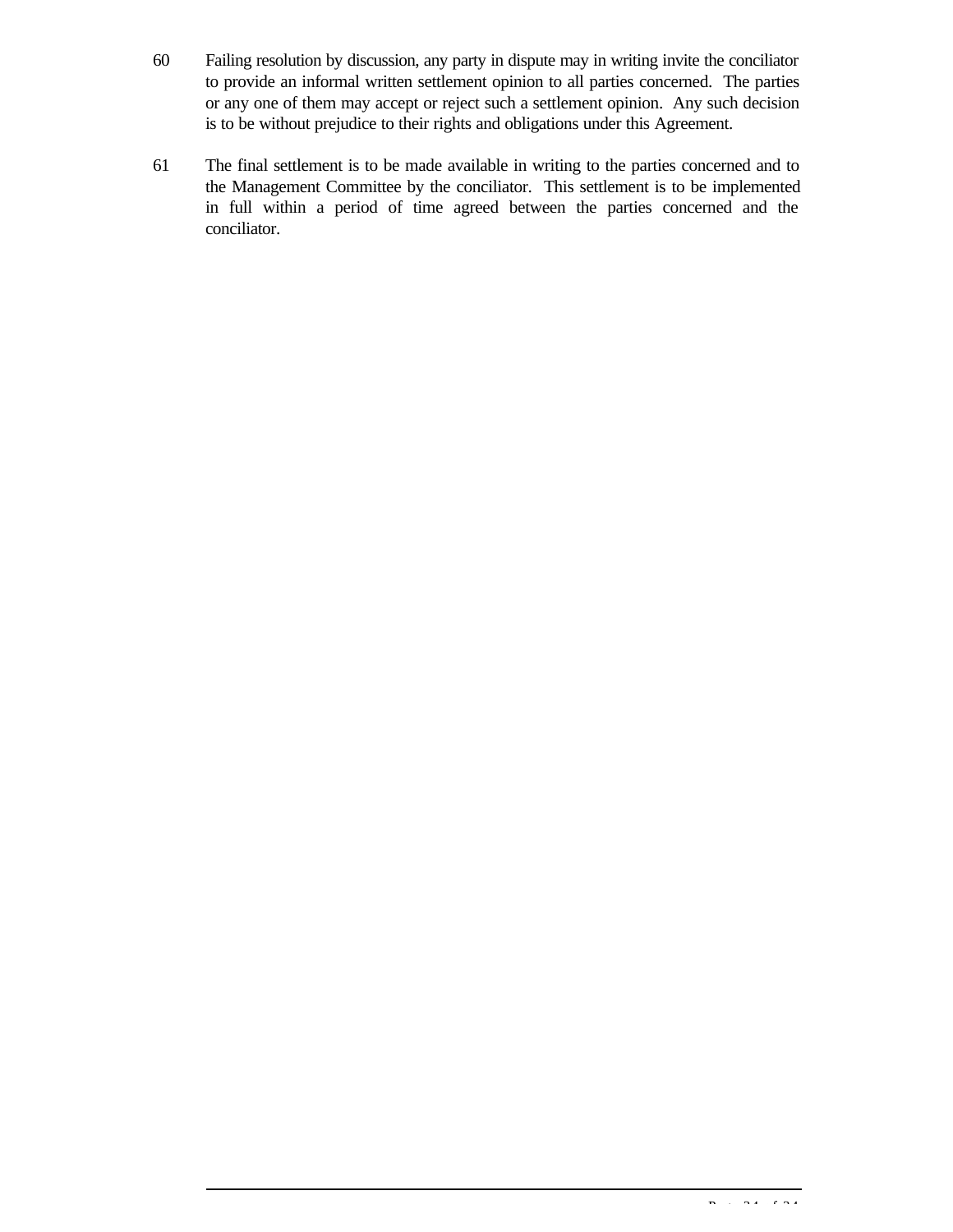60 Failing resolution by discussion, any party in dispute may in writing invite the conciliator to provide an informal written settlement opinion to all parties concerned. The parties or any one of them may accept or reject such a settlement opinion. Any such decision is to be without prejudice to their rights and obligations under this Agreement.

61 The final settlement is to be made available in writing to the parties concerned and to the Management Committee by the conciliator. This settlement is to be implemented in full within a period of time agreed between the parties concerned and the conciliator.